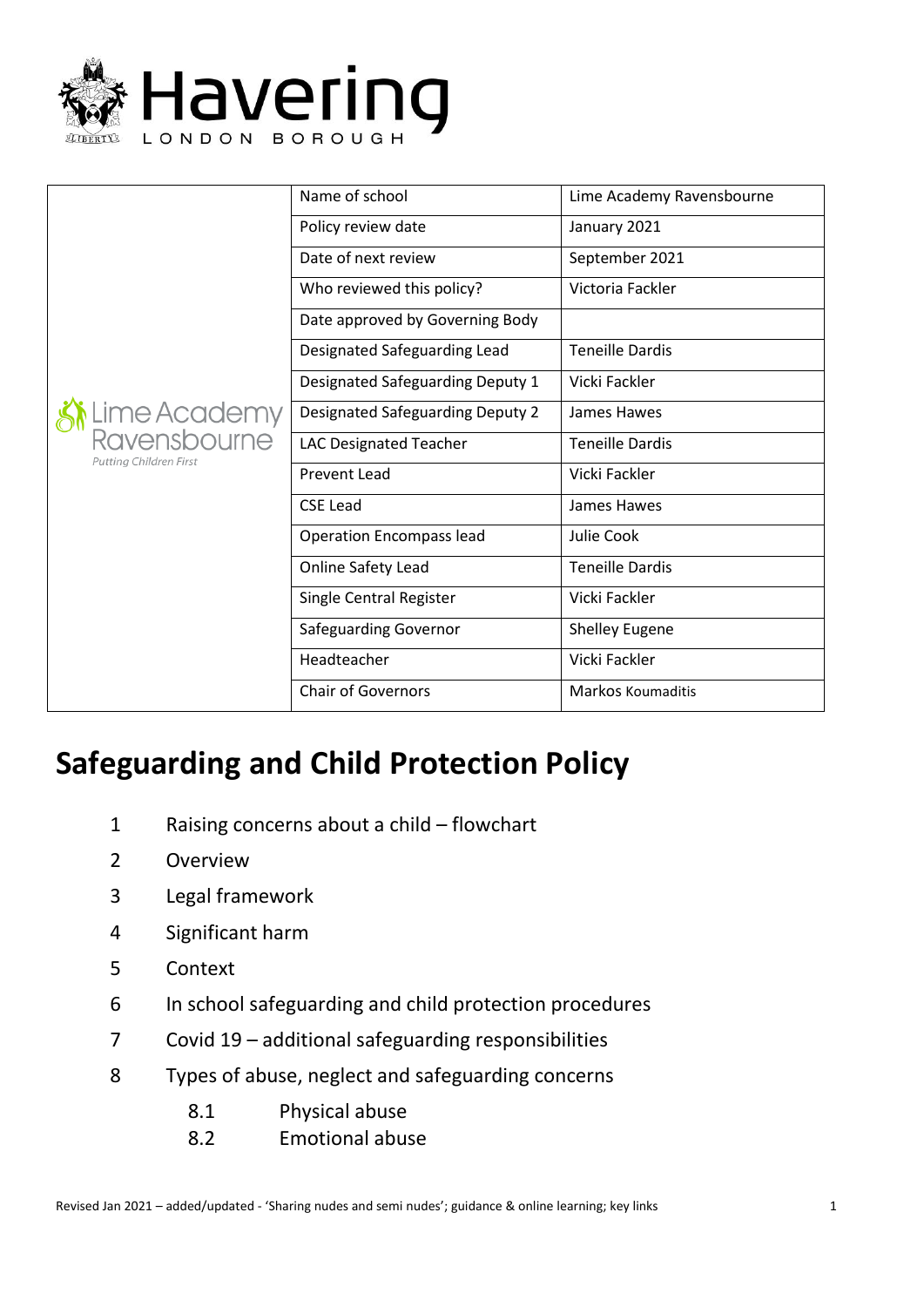Havering LONDON BOROUGH

| Lime Academy Ravensbourne *Putting Children First* | Name of school | Lime Academy Ravensbourne |
|---|---|---|
| | Policy review date | January 2021 |
| | Date of next review | September 2021 |
| | Who reviewed this policy? | Victoria Fackler |
| | Date approved by Governing Body | |
| | Designated Safeguarding Lead | Teneille Dardis |
| | Designated Safeguarding Deputy 1 | Vicki Fackler |
| | Designated Safeguarding Deputy 2 | James Hawes |
| | LAC Designated Teacher | Teneille Dardis |
| | Prevent Lead | Vicki Fackler |
| | CSE Lead | James Hawes |
| | Operation Encompass lead | Julie Cook |
| | Online Safety Lead | Teneille Dardis |
| | Single Central Register | Vicki Fackler |
| | Safeguarding Governor | Shelley Eugene |
| | Headteacher | Vicki Fackler |
| | Chair of Governors | Markos Koumaditis |

# Safeguarding and Child Protection Policy

1. Raising concerns about a child – flowchart
2. Overview
3. Legal framework
4. Significant harm
5. Context
6. In school safeguarding and child protection procedures
7. Covid 19 – additional safeguarding responsibilities
8. Types of abuse, neglect and safeguarding concerns
    - 8.1 Physical abuse
    - 8.2 Emotional abuse

Revised Jan 2021 – added/updated - 'Sharing nudes and semi nudes'; guidance & online learning; key links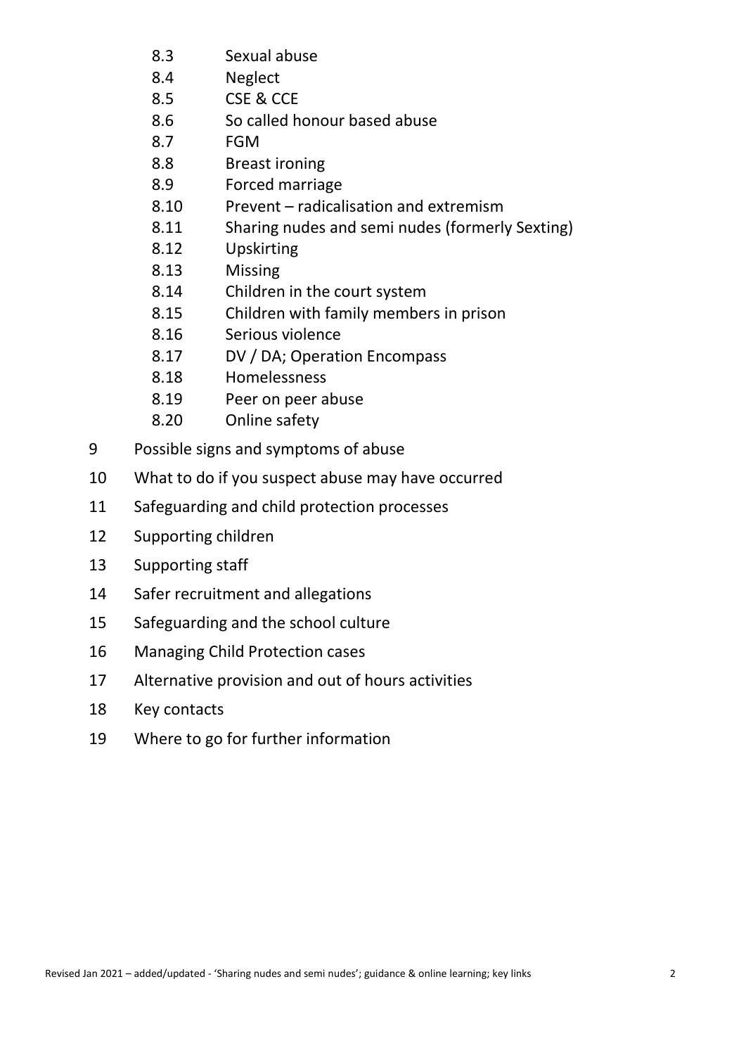- 8.3 Sexual abuse
- 8.4 Neglect
- 8.5 CSE & CCE
- 8.6 So called honour based abuse
- 8.7 FGM
- 8.8 Breast ironing
- 8.9 Forced marriage
- 8.10 Prevent – radicalisation and extremism
- 8.11 Sharing nudes and semi nudes (formerly Sexting)
- 8.12 Upskirting
- 8.13 Missing
- 8.14 Children in the court system
- 8.15 Children with family members in prison
- 8.16 Serious violence
- 8.17 DV / DA; Operation Encompass
- 8.18 Homelessness
- 8.19 Peer on peer abuse
- 8.20 Online safety

9 Possible signs and symptoms of abuse

10 What to do if you suspect abuse may have occurred

11 Safeguarding and child protection processes

12 Supporting children

13 Supporting staff

14 Safer recruitment and allegations

15 Safeguarding and the school culture

16 Managing Child Protection cases

17 Alternative provision and out of hours activities

18 Key contacts

19 Where to go for further information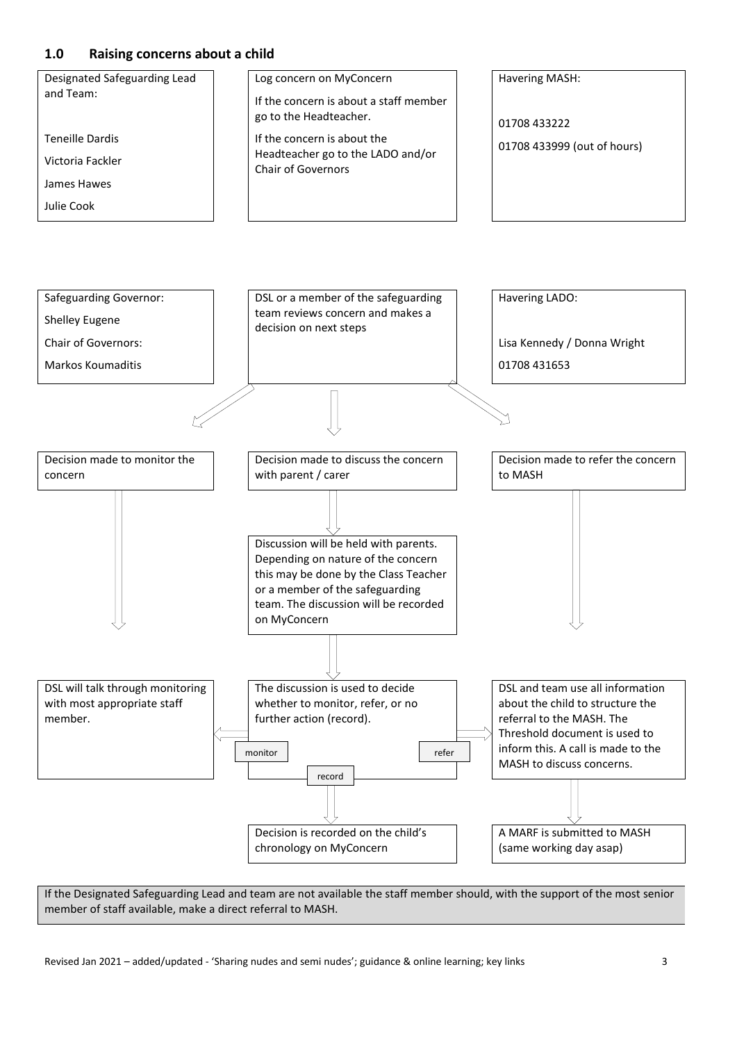## 1.0 Raising concerns about a child

Designated Safeguarding Lead and Team:

Teneille Dardis

Victoria Fackler

James Hawes

Julie Cook

Log concern on MyConcern

If the concern is about a staff member go to the Headteacher.

If the concern is about the Headteacher go to the LADO and/or Chair of Governors

Havering MASH:

01708 433222

01708 433999 (out of hours)

Safeguarding Governor:

Shelley Eugene

Chair of Governors:

Markos Koumaditis

DSL or a member of the safeguarding team reviews concern and makes a decision on next steps

Havering LADO:

Lisa Kennedy / Donna Wright

01708 431653

Decision made to monitor the concern

Decision made to discuss the concern with parent / carer

Decision made to refer the concern to MASH

Discussion will be held with parents. Depending on nature of the concern this may be done by the Class Teacher or a member of the safeguarding team. The discussion will be recorded on MyConcern

DSL will talk through monitoring with most appropriate staff member.

The discussion is used to decide whether to monitor, refer, or no further action (record).

monitor

refer

record

DSL and team use all information about the child to structure the referral to the MASH. The Threshold document is used to inform this. A call is made to the MASH to discuss concerns.

Decision is recorded on the child's chronology on MyConcern

A MARF is submitted to MASH (same working day asap)

If the Designated Safeguarding Lead and team are not available the staff member should, with the support of the most senior member of staff available, make a direct referral to MASH.

Revised Jan 2021 – added/updated - 'Sharing nudes and semi nudes'; guidance & online learning; key links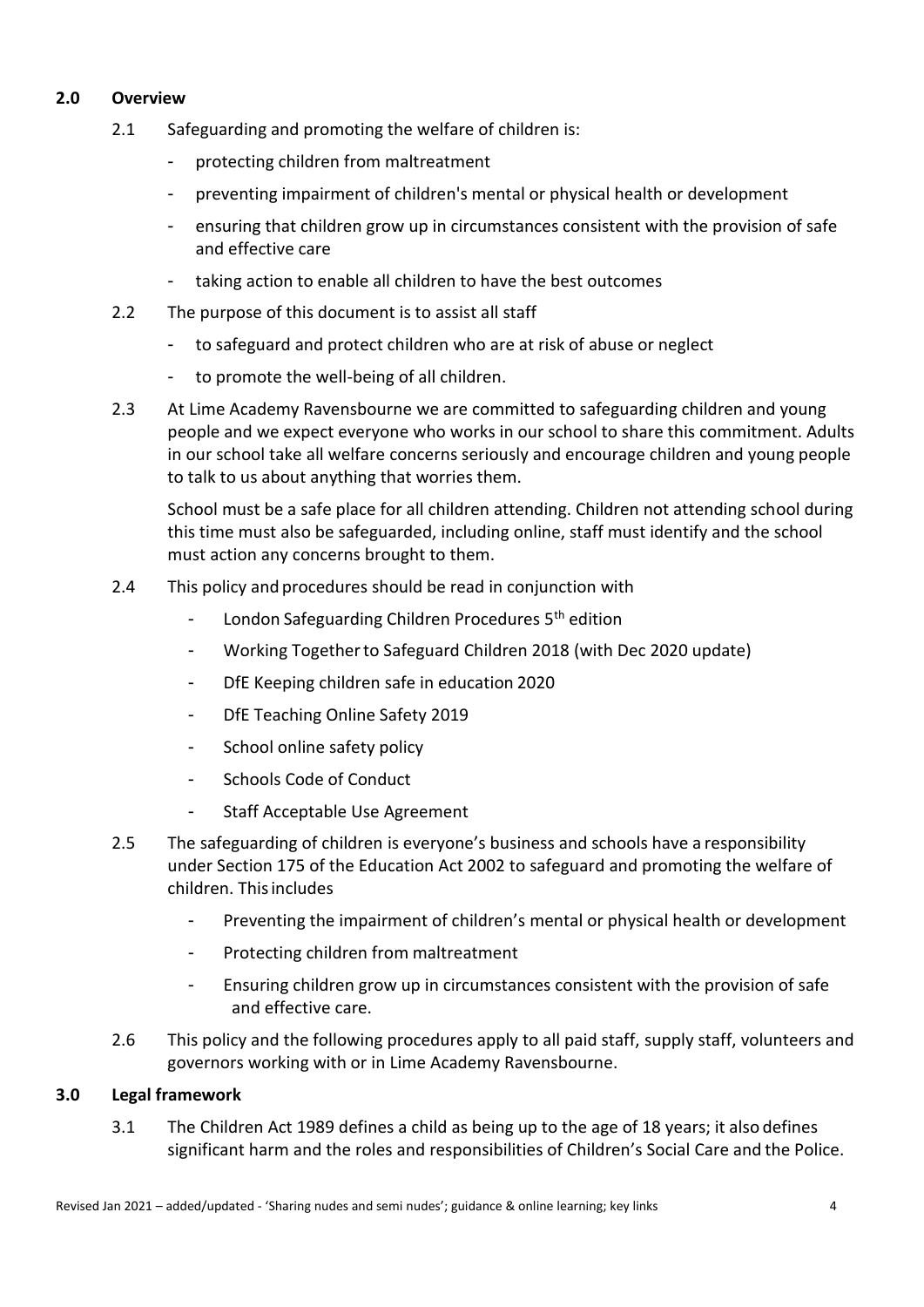## 2.0 Overview

2.1 Safeguarding and promoting the welfare of children is:

- protecting children from maltreatment
- preventing impairment of children's mental or physical health or development
- ensuring that children grow up in circumstances consistent with the provision of safe and effective care
- taking action to enable all children to have the best outcomes

2.2 The purpose of this document is to assist all staff

- to safeguard and protect children who are at risk of abuse or neglect
- to promote the well-being of all children.

2.3 At Lime Academy Ravensbourne we are committed to safeguarding children and young people and we expect everyone who works in our school to share this commitment. Adults in our school take all welfare concerns seriously and encourage children and young people to talk to us about anything that worries them.

School must be a safe place for all children attending. Children not attending school during this time must also be safeguarded, including online, staff must identify and the school must action any concerns brought to them.

2.4 This policy and procedures should be read in conjunction with

- London Safeguarding Children Procedures 5th edition
- Working Together to Safeguard Children 2018 (with Dec 2020 update)
- DfE Keeping children safe in education 2020
- DfE Teaching Online Safety 2019
- School online safety policy
- Schools Code of Conduct
- Staff Acceptable Use Agreement

2.5 The safeguarding of children is everyone's business and schools have a responsibility under Section 175 of the Education Act 2002 to safeguard and promoting the welfare of children. This includes

- Preventing the impairment of children's mental or physical health or development
- Protecting children from maltreatment
- Ensuring children grow up in circumstances consistent with the provision of safe and effective care.

2.6 This policy and the following procedures apply to all paid staff, supply staff, volunteers and governors working with or in Lime Academy Ravensbourne.

## 3.0 Legal framework

3.1 The Children Act 1989 defines a child as being up to the age of 18 years; it also defines significant harm and the roles and responsibilities of Children's Social Care and the Police.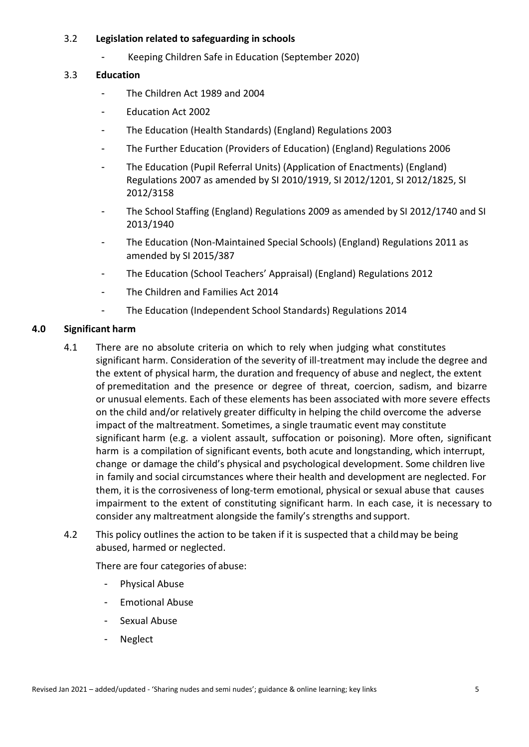### 3.2 **Legislation related to safeguarding in schools**

- Keeping Children Safe in Education (September 2020)

### 3.3 **Education**

- The Children Act 1989 and 2004
- Education Act 2002
- The Education (Health Standards) (England) Regulations 2003
- The Further Education (Providers of Education) (England) Regulations 2006
- The Education (Pupil Referral Units) (Application of Enactments) (England) Regulations 2007 as amended by SI 2010/1919, SI 2012/1201, SI 2012/1825, SI 2012/3158
- The School Staffing (England) Regulations 2009 as amended by SI 2012/1740 and SI 2013/1940
- The Education (Non-Maintained Special Schools) (England) Regulations 2011 as amended by SI 2015/387
- The Education (School Teachers' Appraisal) (England) Regulations 2012
- The Children and Families Act 2014
- The Education (Independent School Standards) Regulations 2014

## 4.0 Significant harm

4.1 There are no absolute criteria on which to rely when judging what constitutes significant harm. Consideration of the severity of ill-treatment may include the degree and the extent of physical harm, the duration and frequency of abuse and neglect, the extent of premeditation and the presence or degree of threat, coercion, sadism, and bizarre or unusual elements. Each of these elements has been associated with more severe effects on the child and/or relatively greater difficulty in helping the child overcome the adverse impact of the maltreatment. Sometimes, a single traumatic event may constitute significant harm (e.g. a violent assault, suffocation or poisoning). More often, significant harm is a compilation of significant events, both acute and longstanding, which interrupt, change or damage the child's physical and psychological development. Some children live in family and social circumstances where their health and development are neglected. For them, it is the corrosiveness of long-term emotional, physical or sexual abuse that causes impairment to the extent of constituting significant harm. In each case, it is necessary to consider any maltreatment alongside the family's strengths and support.

4.2 This policy outlines the action to be taken if it is suspected that a child may be being abused, harmed or neglected.

There are four categories of abuse:

- Physical Abuse
- Emotional Abuse
- Sexual Abuse
- Neglect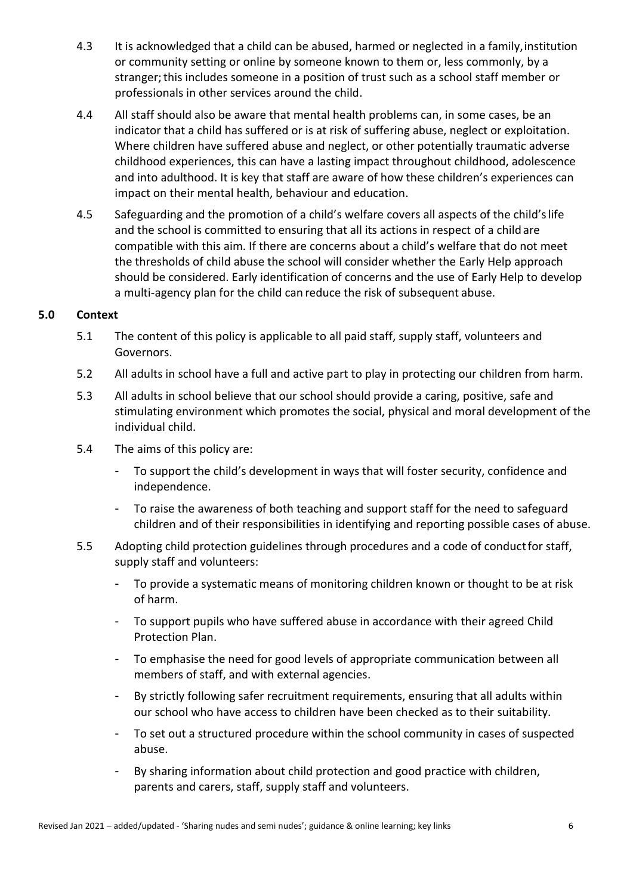4.3 It is acknowledged that a child can be abused, harmed or neglected in a family, institution or community setting or online by someone known to them or, less commonly, by a stranger; this includes someone in a position of trust such as a school staff member or professionals in other services around the child.

4.4 All staff should also be aware that mental health problems can, in some cases, be an indicator that a child has suffered or is at risk of suffering abuse, neglect or exploitation. Where children have suffered abuse and neglect, or other potentially traumatic adverse childhood experiences, this can have a lasting impact throughout childhood, adolescence and into adulthood. It is key that staff are aware of how these children's experiences can impact on their mental health, behaviour and education.

4.5 Safeguarding and the promotion of a child's welfare covers all aspects of the child's life and the school is committed to ensuring that all its actions in respect of a child are compatible with this aim. If there are concerns about a child's welfare that do not meet the thresholds of child abuse the school will consider whether the Early Help approach should be considered. Early identification of concerns and the use of Early Help to develop a multi-agency plan for the child can reduce the risk of subsequent abuse.

## 5.0 Context

5.1 The content of this policy is applicable to all paid staff, supply staff, volunteers and Governors.

5.2 All adults in school have a full and active part to play in protecting our children from harm.

5.3 All adults in school believe that our school should provide a caring, positive, safe and stimulating environment which promotes the social, physical and moral development of the individual child.

5.4 The aims of this policy are:

- To support the child's development in ways that will foster security, confidence and independence.
- To raise the awareness of both teaching and support staff for the need to safeguard children and of their responsibilities in identifying and reporting possible cases of abuse.

5.5 Adopting child protection guidelines through procedures and a code of conduct for staff, supply staff and volunteers:

- To provide a systematic means of monitoring children known or thought to be at risk of harm.
- To support pupils who have suffered abuse in accordance with their agreed Child Protection Plan.
- To emphasise the need for good levels of appropriate communication between all members of staff, and with external agencies.
- By strictly following safer recruitment requirements, ensuring that all adults within our school who have access to children have been checked as to their suitability.
- To set out a structured procedure within the school community in cases of suspected abuse.
- By sharing information about child protection and good practice with children, parents and carers, staff, supply staff and volunteers.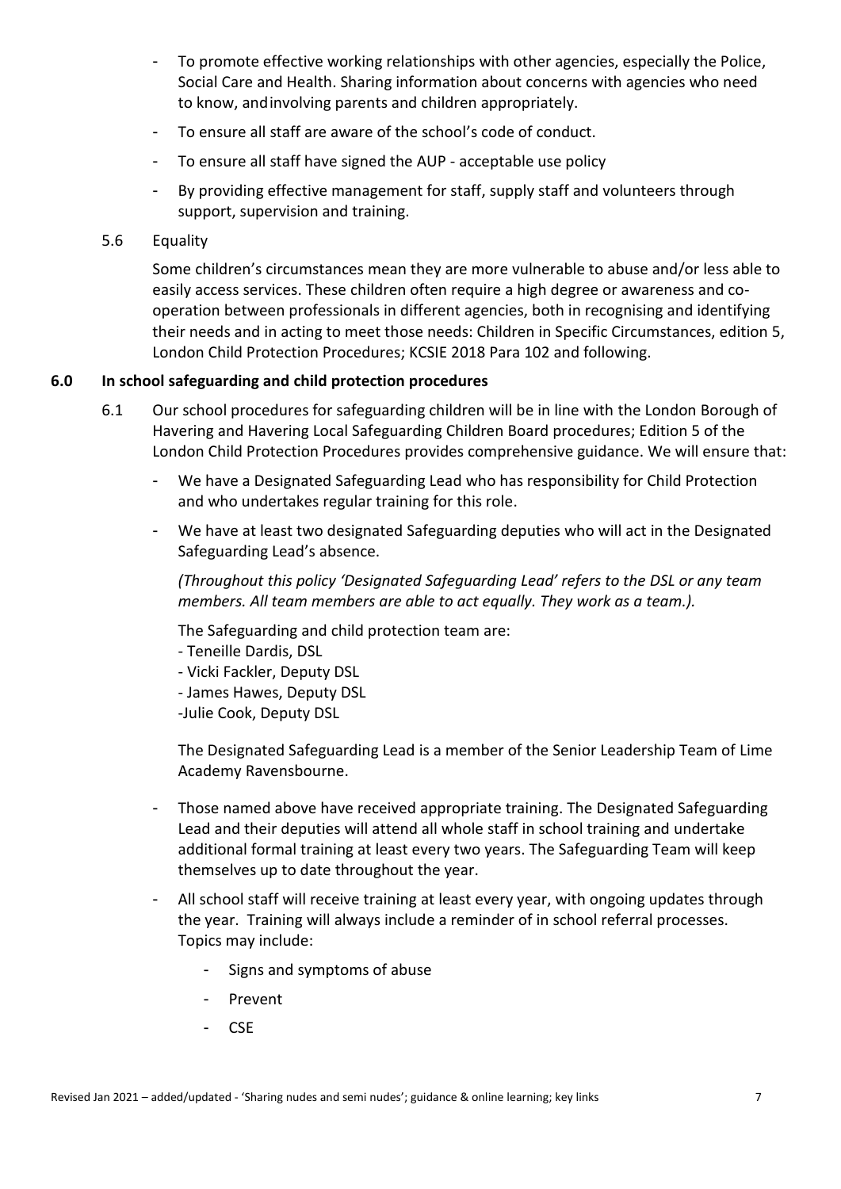- To promote effective working relationships with other agencies, especially the Police, Social Care and Health. Sharing information about concerns with agencies who need to know, andinvolving parents and children appropriately.
- To ensure all staff are aware of the school's code of conduct.
- To ensure all staff have signed the AUP - acceptable use policy
- By providing effective management for staff, supply staff and volunteers through support, supervision and training.

5.6 Equality

Some children's circumstances mean they are more vulnerable to abuse and/or less able to easily access services. These children often require a high degree or awareness and co-operation between professionals in different agencies, both in recognising and identifying their needs and in acting to meet those needs: Children in Specific Circumstances, edition 5, London Child Protection Procedures; KCSIE 2018 Para 102 and following.

## 6.0 In school safeguarding and child protection procedures

6.1 Our school procedures for safeguarding children will be in line with the London Borough of Havering and Havering Local Safeguarding Children Board procedures; Edition 5 of the London Child Protection Procedures provides comprehensive guidance. We will ensure that:

- We have a Designated Safeguarding Lead who has responsibility for Child Protection and who undertakes regular training for this role.
- We have at least two designated Safeguarding deputies who will act in the Designated Safeguarding Lead's absence.

  *(Throughout this policy 'Designated Safeguarding Lead' refers to the DSL or any team members. All team members are able to act equally. They work as a team.).*

  The Safeguarding and child protection team are:
  - Teneille Dardis, DSL
  - Vicki Fackler, Deputy DSL
  - James Hawes, Deputy DSL
  - Julie Cook, Deputy DSL

  The Designated Safeguarding Lead is a member of the Senior Leadership Team of Lime Academy Ravensbourne.

- Those named above have received appropriate training. The Designated Safeguarding Lead and their deputies will attend all whole staff in school training and undertake additional formal training at least every two years. The Safeguarding Team will keep themselves up to date throughout the year.
- All school staff will receive training at least every year, with ongoing updates through the year. Training will always include a reminder of in school referral processes. Topics may include:
  - Signs and symptoms of abuse
  - Prevent
  - CSE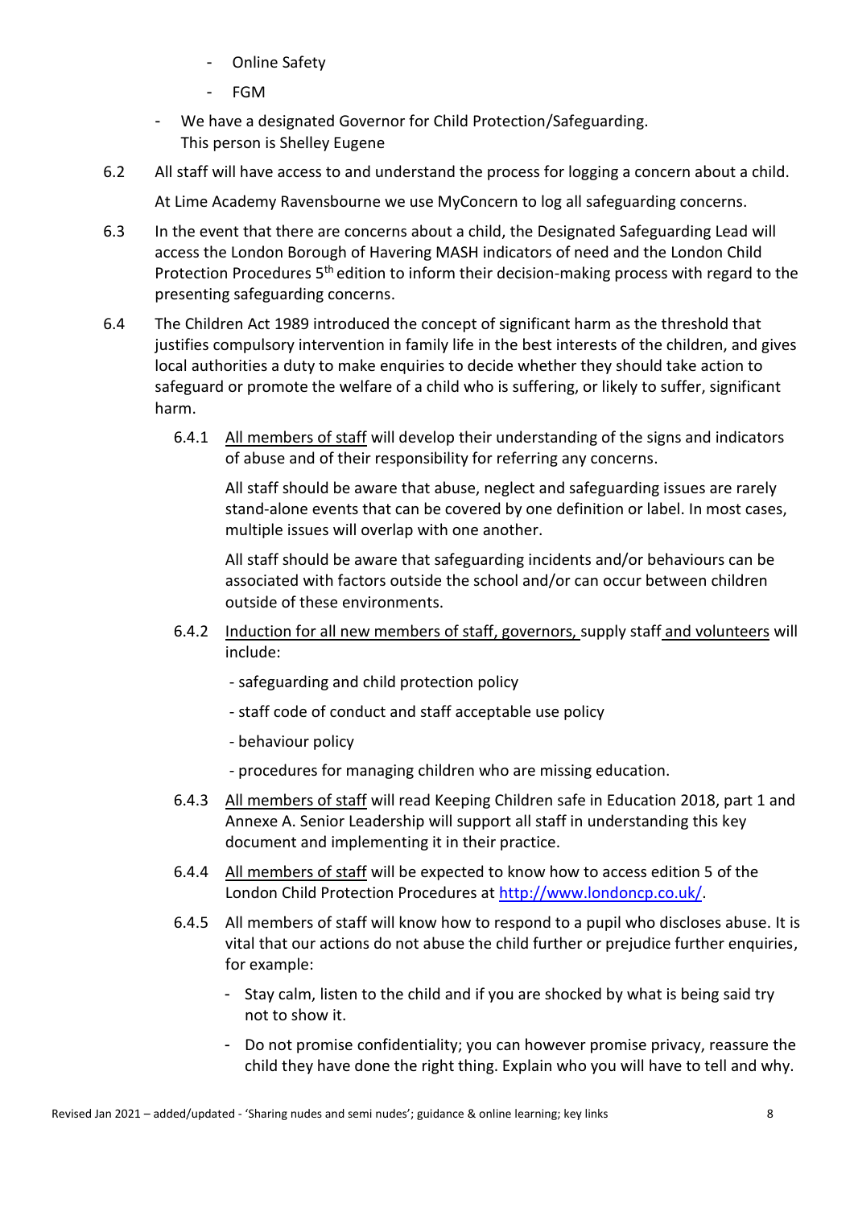- Online Safety
- FGM

- We have a designated Governor for Child Protection/Safeguarding.
  This person is Shelley Eugene

6.2 All staff will have access to and understand the process for logging a concern about a child.

At Lime Academy Ravensbourne we use MyConcern to log all safeguarding concerns.

6.3 In the event that there are concerns about a child, the Designated Safeguarding Lead will access the London Borough of Havering MASH indicators of need and the London Child Protection Procedures 5th edition to inform their decision-making process with regard to the presenting safeguarding concerns.

6.4 The Children Act 1989 introduced the concept of significant harm as the threshold that justifies compulsory intervention in family life in the best interests of the children, and gives local authorities a duty to make enquiries to decide whether they should take action to safeguard or promote the welfare of a child who is suffering, or likely to suffer, significant harm.

6.4.1 <u>All members of staff</u> will develop their understanding of the signs and indicators of abuse and of their responsibility for referring any concerns.

All staff should be aware that abuse, neglect and safeguarding issues are rarely stand-alone events that can be covered by one definition or label. In most cases, multiple issues will overlap with one another.

All staff should be aware that safeguarding incidents and/or behaviours can be associated with factors outside the school and/or can occur between children outside of these environments.

6.4.2 <u>Induction for all new members of staff, governors,</u> supply staff <u>and volunteers</u> will include:

- safeguarding and child protection policy
- staff code of conduct and staff acceptable use policy
- behaviour policy
- procedures for managing children who are missing education.

6.4.3 <u>All members of staff</u> will read Keeping Children safe in Education 2018, part 1 and Annexe A. Senior Leadership will support all staff in understanding this key document and implementing it in their practice.

6.4.4 <u>All members of staff</u> will be expected to know how to access edition 5 of the London Child Protection Procedures at http://www.londoncp.co.uk/.

6.4.5 All members of staff will know how to respond to a pupil who discloses abuse. It is vital that our actions do not abuse the child further or prejudice further enquiries, for example:

- Stay calm, listen to the child and if you are shocked by what is being said try not to show it.
- Do not promise confidentiality; you can however promise privacy, reassure the child they have done the right thing. Explain who you will have to tell and why.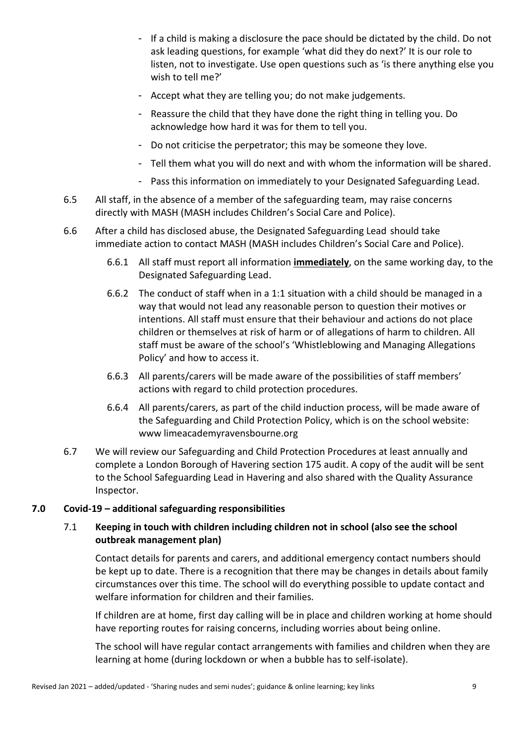- If a child is making a disclosure the pace should be dictated by the child. Do not ask leading questions, for example 'what did they do next?' It is our role to listen, not to investigate. Use open questions such as 'is there anything else you wish to tell me?'
- Accept what they are telling you; do not make judgements.
- Reassure the child that they have done the right thing in telling you. Do acknowledge how hard it was for them to tell you.
- Do not criticise the perpetrator; this may be someone they love.
- Tell them what you will do next and with whom the information will be shared.
- Pass this information on immediately to your Designated Safeguarding Lead.

6.5 All staff, in the absence of a member of the safeguarding team, may raise concerns directly with MASH (MASH includes Children's Social Care and Police).

6.6 After a child has disclosed abuse, the Designated Safeguarding Lead should take immediate action to contact MASH (MASH includes Children's Social Care and Police).

6.6.1 All staff must report all information <u>**immediately**</u>, on the same working day, to the Designated Safeguarding Lead.

6.6.2 The conduct of staff when in a 1:1 situation with a child should be managed in a way that would not lead any reasonable person to question their motives or intentions. All staff must ensure that their behaviour and actions do not place children or themselves at risk of harm or of allegations of harm to children. All staff must be aware of the school's 'Whistleblowing and Managing Allegations Policy' and how to access it.

6.6.3 All parents/carers will be made aware of the possibilities of staff members' actions with regard to child protection procedures.

6.6.4 All parents/carers, as part of the child induction process, will be made aware of the Safeguarding and Child Protection Policy, which is on the school website: www limeacademyravensbourne.org

6.7 We will review our Safeguarding and Child Protection Procedures at least annually and complete a London Borough of Havering section 175 audit. A copy of the audit will be sent to the School Safeguarding Lead in Havering and also shared with the Quality Assurance Inspector.

## 7.0 Covid-19 – additional safeguarding responsibilities

### 7.1 Keeping in touch with children including children not in school (also see the school outbreak management plan)

Contact details for parents and carers, and additional emergency contact numbers should be kept up to date. There is a recognition that there may be changes in details about family circumstances over this time. The school will do everything possible to update contact and welfare information for children and their families.

If children are at home, first day calling will be in place and children working at home should have reporting routes for raising concerns, including worries about being online.

The school will have regular contact arrangements with families and children when they are learning at home (during lockdown or when a bubble has to self-isolate).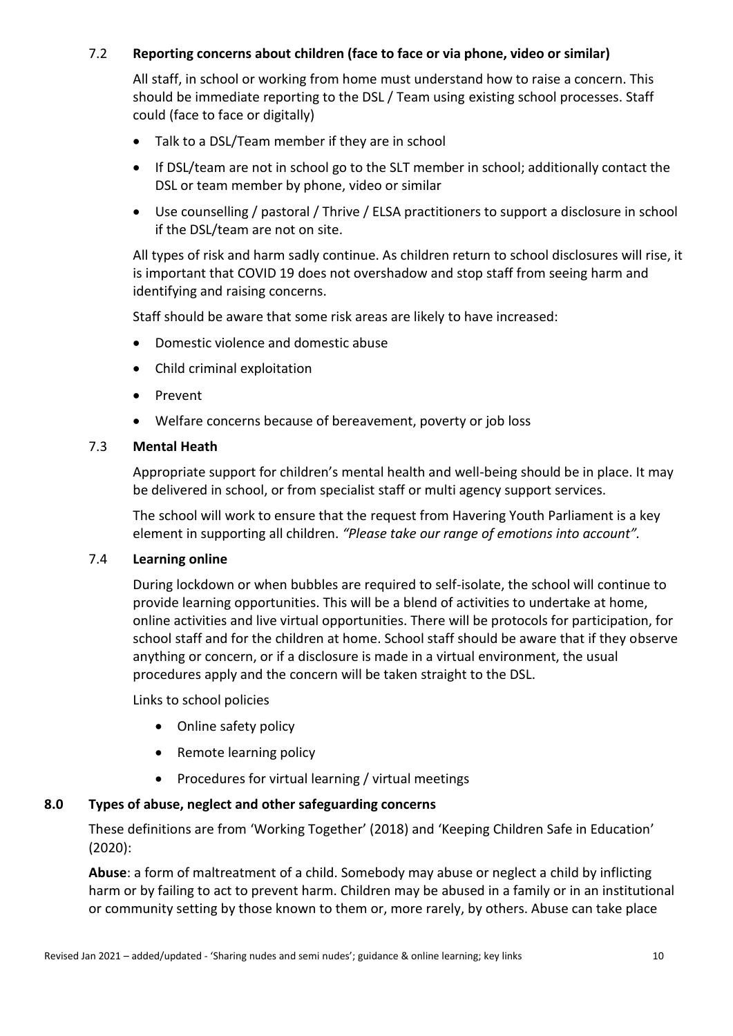### 7.2 **Reporting concerns about children (face to face or via phone, video or similar)**

All staff, in school or working from home must understand how to raise a concern. This should be immediate reporting to the DSL / Team using existing school processes. Staff could (face to face or digitally)

- Talk to a DSL/Team member if they are in school
- If DSL/team are not in school go to the SLT member in school; additionally contact the DSL or team member by phone, video or similar
- Use counselling / pastoral / Thrive / ELSA practitioners to support a disclosure in school if the DSL/team are not on site.

All types of risk and harm sadly continue. As children return to school disclosures will rise, it is important that COVID 19 does not overshadow and stop staff from seeing harm and identifying and raising concerns.

Staff should be aware that some risk areas are likely to have increased:

- Domestic violence and domestic abuse
- Child criminal exploitation
- Prevent
- Welfare concerns because of bereavement, poverty or job loss

### 7.3 **Mental Heath**

Appropriate support for children's mental health and well-being should be in place. It may be delivered in school, or from specialist staff or multi agency support services.

The school will work to ensure that the request from Havering Youth Parliament is a key element in supporting all children. *"Please take our range of emotions into account".*

### 7.4 **Learning online**

During lockdown or when bubbles are required to self-isolate, the school will continue to provide learning opportunities. This will be a blend of activities to undertake at home, online activities and live virtual opportunities. There will be protocols for participation, for school staff and for the children at home. School staff should be aware that if they observe anything or concern, or if a disclosure is made in a virtual environment, the usual procedures apply and the concern will be taken straight to the DSL.

Links to school policies

- Online safety policy
- Remote learning policy
- Procedures for virtual learning / virtual meetings

## 8.0 **Types of abuse, neglect and other safeguarding concerns**

These definitions are from 'Working Together' (2018) and 'Keeping Children Safe in Education' (2020):

**Abuse**: a form of maltreatment of a child. Somebody may abuse or neglect a child by inflicting harm or by failing to act to prevent harm. Children may be abused in a family or in an institutional or community setting by those known to them or, more rarely, by others. Abuse can take place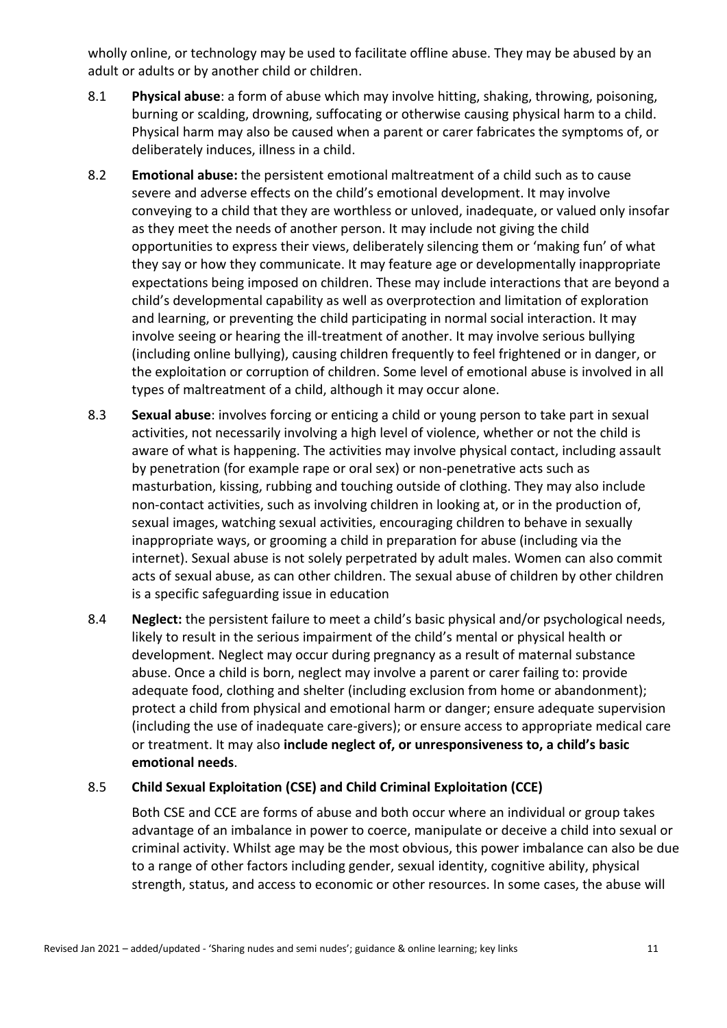wholly online, or technology may be used to facilitate offline abuse. They may be abused by an adult or adults or by another child or children.

8.1 **Physical abuse**: a form of abuse which may involve hitting, shaking, throwing, poisoning, burning or scalding, drowning, suffocating or otherwise causing physical harm to a child. Physical harm may also be caused when a parent or carer fabricates the symptoms of, or deliberately induces, illness in a child.

8.2 **Emotional abuse:** the persistent emotional maltreatment of a child such as to cause severe and adverse effects on the child's emotional development. It may involve conveying to a child that they are worthless or unloved, inadequate, or valued only insofar as they meet the needs of another person. It may include not giving the child opportunities to express their views, deliberately silencing them or 'making fun' of what they say or how they communicate. It may feature age or developmentally inappropriate expectations being imposed on children. These may include interactions that are beyond a child's developmental capability as well as overprotection and limitation of exploration and learning, or preventing the child participating in normal social interaction. It may involve seeing or hearing the ill-treatment of another. It may involve serious bullying (including online bullying), causing children frequently to feel frightened or in danger, or the exploitation or corruption of children. Some level of emotional abuse is involved in all types of maltreatment of a child, although it may occur alone.

8.3 **Sexual abuse**: involves forcing or enticing a child or young person to take part in sexual activities, not necessarily involving a high level of violence, whether or not the child is aware of what is happening. The activities may involve physical contact, including assault by penetration (for example rape or oral sex) or non-penetrative acts such as masturbation, kissing, rubbing and touching outside of clothing. They may also include non-contact activities, such as involving children in looking at, or in the production of, sexual images, watching sexual activities, encouraging children to behave in sexually inappropriate ways, or grooming a child in preparation for abuse (including via the internet). Sexual abuse is not solely perpetrated by adult males. Women can also commit acts of sexual abuse, as can other children. The sexual abuse of children by other children is a specific safeguarding issue in education

8.4 **Neglect:** the persistent failure to meet a child's basic physical and/or psychological needs, likely to result in the serious impairment of the child's mental or physical health or development. Neglect may occur during pregnancy as a result of maternal substance abuse. Once a child is born, neglect may involve a parent or carer failing to: provide adequate food, clothing and shelter (including exclusion from home or abandonment); protect a child from physical and emotional harm or danger; ensure adequate supervision (including the use of inadequate care-givers); or ensure access to appropriate medical care or treatment. It may also **include neglect of, or unresponsiveness to, a child's basic emotional needs**.

8.5 **Child Sexual Exploitation (CSE) and Child Criminal Exploitation (CCE)**

Both CSE and CCE are forms of abuse and both occur where an individual or group takes advantage of an imbalance in power to coerce, manipulate or deceive a child into sexual or criminal activity. Whilst age may be the most obvious, this power imbalance can also be due to a range of other factors including gender, sexual identity, cognitive ability, physical strength, status, and access to economic or other resources. In some cases, the abuse will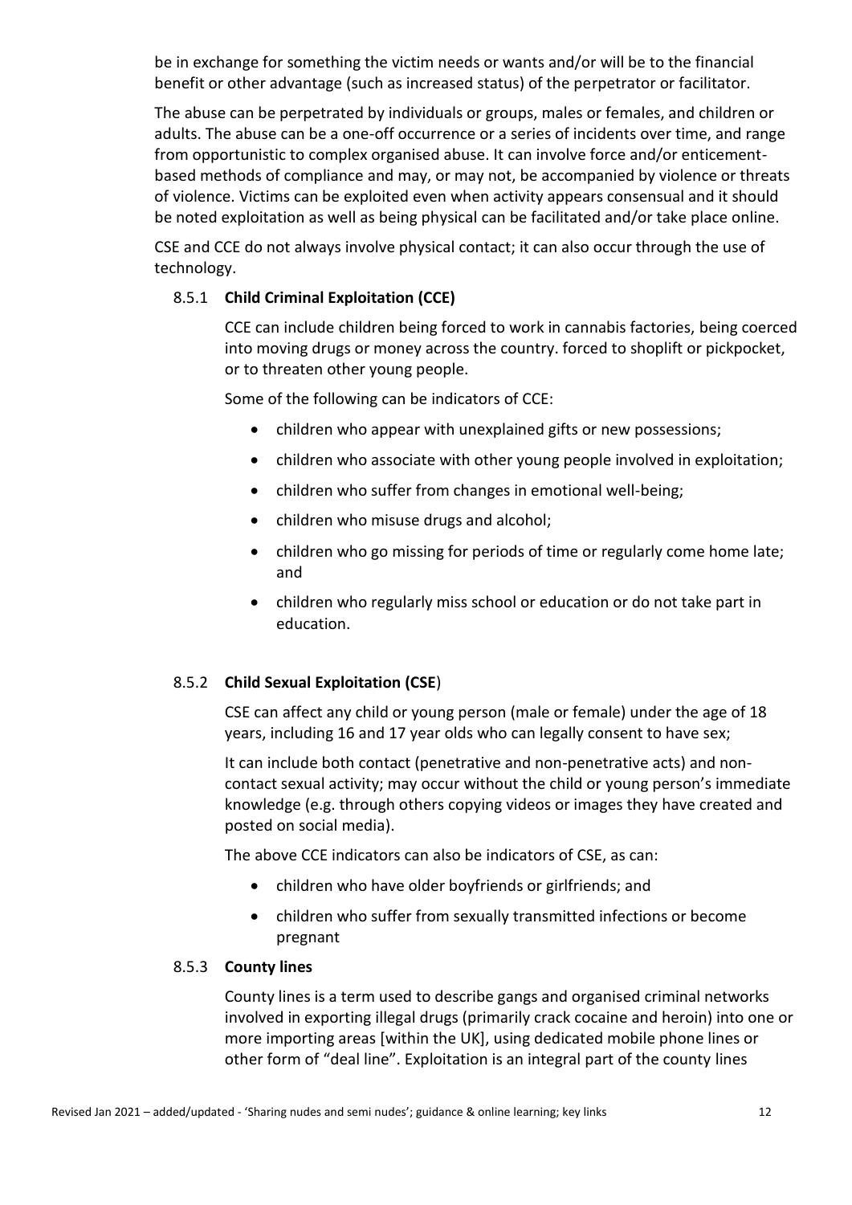be in exchange for something the victim needs or wants and/or will be to the financial benefit or other advantage (such as increased status) of the perpetrator or facilitator.

The abuse can be perpetrated by individuals or groups, males or females, and children or adults. The abuse can be a one-off occurrence or a series of incidents over time, and range from opportunistic to complex organised abuse. It can involve force and/or enticement-based methods of compliance and may, or may not, be accompanied by violence or threats of violence. Victims can be exploited even when activity appears consensual and it should be noted exploitation as well as being physical can be facilitated and/or take place online.

CSE and CCE do not always involve physical contact; it can also occur through the use of technology.

#### 8.5.1 **Child Criminal Exploitation (CCE)**

CCE can include children being forced to work in cannabis factories, being coerced into moving drugs or money across the country. forced to shoplift or pickpocket, or to threaten other young people.

Some of the following can be indicators of CCE:

- children who appear with unexplained gifts or new possessions;
- children who associate with other young people involved in exploitation;
- children who suffer from changes in emotional well-being;
- children who misuse drugs and alcohol;
- children who go missing for periods of time or regularly come home late; and
- children who regularly miss school or education or do not take part in education.

#### 8.5.2 **Child Sexual Exploitation (CSE)**

CSE can affect any child or young person (male or female) under the age of 18 years, including 16 and 17 year olds who can legally consent to have sex;

It can include both contact (penetrative and non-penetrative acts) and non-contact sexual activity; may occur without the child or young person's immediate knowledge (e.g. through others copying videos or images they have created and posted on social media).

The above CCE indicators can also be indicators of CSE, as can:

- children who have older boyfriends or girlfriends; and
- children who suffer from sexually transmitted infections or become pregnant

#### 8.5.3 **County lines**

County lines is a term used to describe gangs and organised criminal networks involved in exporting illegal drugs (primarily crack cocaine and heroin) into one or more importing areas [within the UK], using dedicated mobile phone lines or other form of "deal line". Exploitation is an integral part of the county lines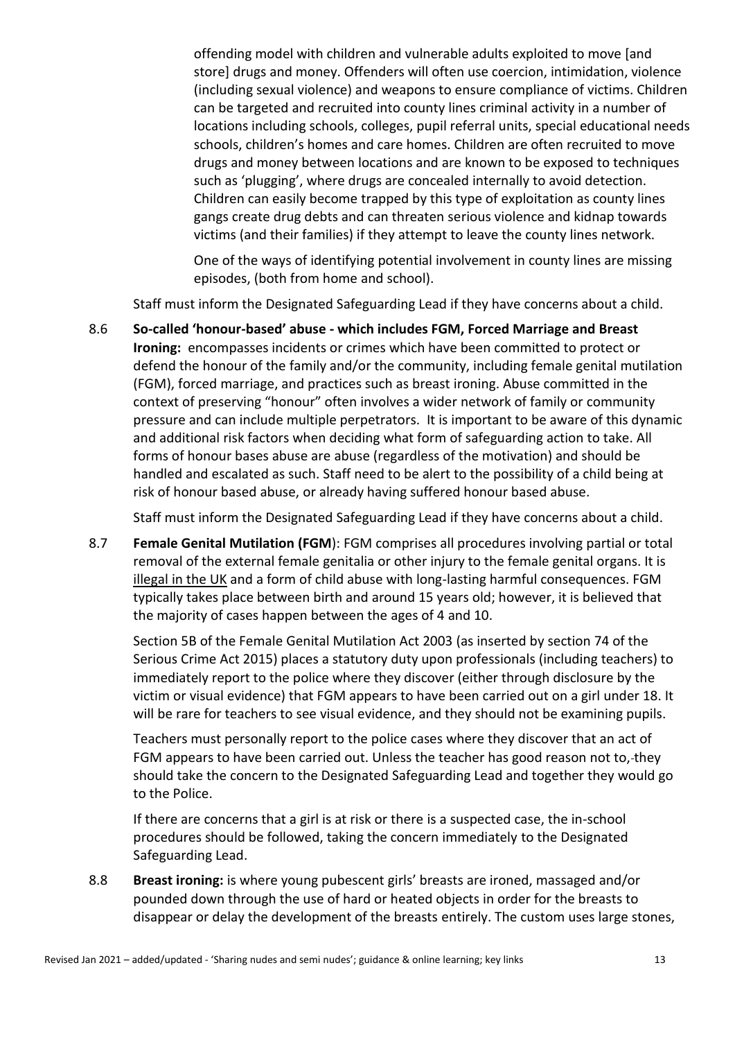offending model with children and vulnerable adults exploited to move [and store] drugs and money. Offenders will often use coercion, intimidation, violence (including sexual violence) and weapons to ensure compliance of victims. Children can be targeted and recruited into county lines criminal activity in a number of locations including schools, colleges, pupil referral units, special educational needs schools, children's homes and care homes. Children are often recruited to move drugs and money between locations and are known to be exposed to techniques such as 'plugging', where drugs are concealed internally to avoid detection. Children can easily become trapped by this type of exploitation as county lines gangs create drug debts and can threaten serious violence and kidnap towards victims (and their families) if they attempt to leave the county lines network.

One of the ways of identifying potential involvement in county lines are missing episodes, (both from home and school).

Staff must inform the Designated Safeguarding Lead if they have concerns about a child.

8.6 **So-called 'honour-based' abuse - which includes FGM, Forced Marriage and Breast Ironing:** encompasses incidents or crimes which have been committed to protect or defend the honour of the family and/or the community, including female genital mutilation (FGM), forced marriage, and practices such as breast ironing. Abuse committed in the context of preserving "honour" often involves a wider network of family or community pressure and can include multiple perpetrators. It is important to be aware of this dynamic and additional risk factors when deciding what form of safeguarding action to take. All forms of honour bases abuse are abuse (regardless of the motivation) and should be handled and escalated as such. Staff need to be alert to the possibility of a child being at risk of honour based abuse, or already having suffered honour based abuse.

Staff must inform the Designated Safeguarding Lead if they have concerns about a child.

8.7 **Female Genital Mutilation (FGM**): FGM comprises all procedures involving partial or total removal of the external female genitalia or other injury to the female genital organs. It is illegal in the UK and a form of child abuse with long-lasting harmful consequences. FGM typically takes place between birth and around 15 years old; however, it is believed that the majority of cases happen between the ages of 4 and 10.

Section 5B of the Female Genital Mutilation Act 2003 (as inserted by section 74 of the Serious Crime Act 2015) places a statutory duty upon professionals (including teachers) to immediately report to the police where they discover (either through disclosure by the victim or visual evidence) that FGM appears to have been carried out on a girl under 18. It will be rare for teachers to see visual evidence, and they should not be examining pupils.

Teachers must personally report to the police cases where they discover that an act of FGM appears to have been carried out. Unless the teacher has good reason not to, they should take the concern to the Designated Safeguarding Lead and together they would go to the Police.

If there are concerns that a girl is at risk or there is a suspected case, the in-school procedures should be followed, taking the concern immediately to the Designated Safeguarding Lead.

8.8 **Breast ironing:** is where young pubescent girls' breasts are ironed, massaged and/or pounded down through the use of hard or heated objects in order for the breasts to disappear or delay the development of the breasts entirely. The custom uses large stones,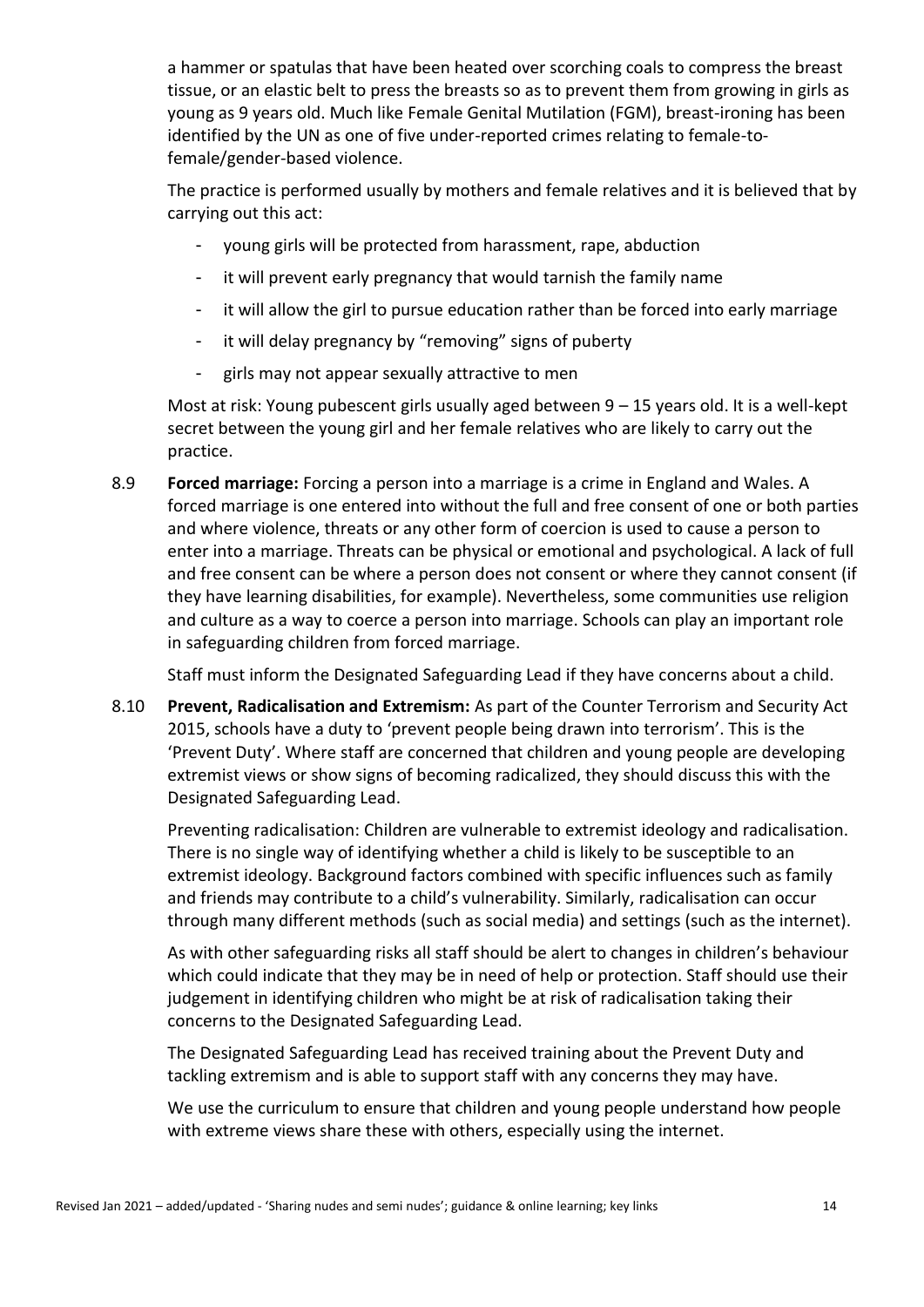a hammer or spatulas that have been heated over scorching coals to compress the breast tissue, or an elastic belt to press the breasts so as to prevent them from growing in girls as young as 9 years old. Much like Female Genital Mutilation (FGM), breast-ironing has been identified by the UN as one of five under-reported crimes relating to female-to-female/gender-based violence.

The practice is performed usually by mothers and female relatives and it is believed that by carrying out this act:

- young girls will be protected from harassment, rape, abduction
- it will prevent early pregnancy that would tarnish the family name
- it will allow the girl to pursue education rather than be forced into early marriage
- it will delay pregnancy by "removing" signs of puberty
- girls may not appear sexually attractive to men

Most at risk: Young pubescent girls usually aged between 9 – 15 years old. It is a well-kept secret between the young girl and her female relatives who are likely to carry out the practice.

8.9 **Forced marriage:** Forcing a person into a marriage is a crime in England and Wales. A forced marriage is one entered into without the full and free consent of one or both parties and where violence, threats or any other form of coercion is used to cause a person to enter into a marriage. Threats can be physical or emotional and psychological. A lack of full and free consent can be where a person does not consent or where they cannot consent (if they have learning disabilities, for example). Nevertheless, some communities use religion and culture as a way to coerce a person into marriage. Schools can play an important role in safeguarding children from forced marriage.

Staff must inform the Designated Safeguarding Lead if they have concerns about a child.

8.10 **Prevent, Radicalisation and Extremism:** As part of the Counter Terrorism and Security Act 2015, schools have a duty to 'prevent people being drawn into terrorism'. This is the 'Prevent Duty'. Where staff are concerned that children and young people are developing extremist views or show signs of becoming radicalized, they should discuss this with the Designated Safeguarding Lead.

Preventing radicalisation: Children are vulnerable to extremist ideology and radicalisation. There is no single way of identifying whether a child is likely to be susceptible to an extremist ideology. Background factors combined with specific influences such as family and friends may contribute to a child's vulnerability. Similarly, radicalisation can occur through many different methods (such as social media) and settings (such as the internet).

As with other safeguarding risks all staff should be alert to changes in children's behaviour which could indicate that they may be in need of help or protection. Staff should use their judgement in identifying children who might be at risk of radicalisation taking their concerns to the Designated Safeguarding Lead.

The Designated Safeguarding Lead has received training about the Prevent Duty and tackling extremism and is able to support staff with any concerns they may have.

We use the curriculum to ensure that children and young people understand how people with extreme views share these with others, especially using the internet.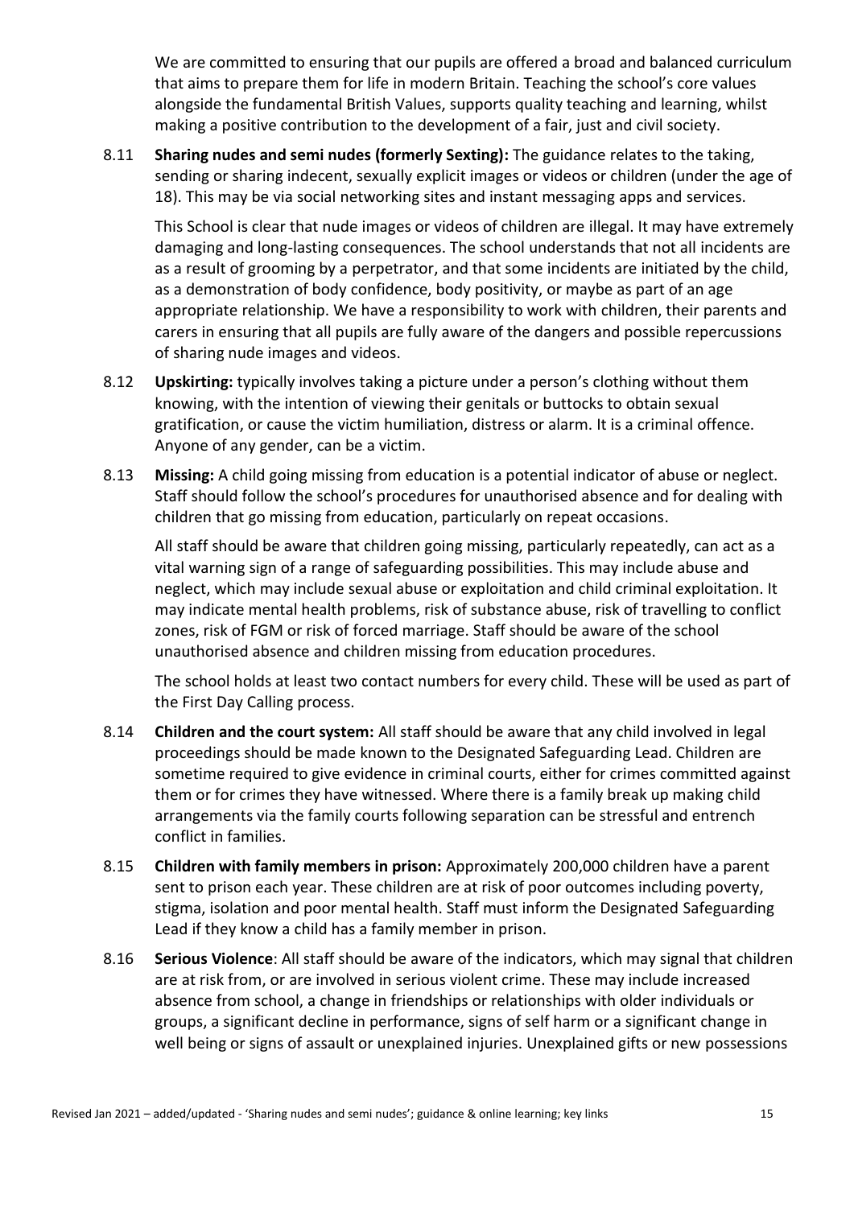We are committed to ensuring that our pupils are offered a broad and balanced curriculum that aims to prepare them for life in modern Britain. Teaching the school's core values alongside the fundamental British Values, supports quality teaching and learning, whilst making a positive contribution to the development of a fair, just and civil society.

8.11 **Sharing nudes and semi nudes (formerly Sexting):** The guidance relates to the taking, sending or sharing indecent, sexually explicit images or videos or children (under the age of 18). This may be via social networking sites and instant messaging apps and services.

This School is clear that nude images or videos of children are illegal. It may have extremely damaging and long-lasting consequences. The school understands that not all incidents are as a result of grooming by a perpetrator, and that some incidents are initiated by the child, as a demonstration of body confidence, body positivity, or maybe as part of an age appropriate relationship. We have a responsibility to work with children, their parents and carers in ensuring that all pupils are fully aware of the dangers and possible repercussions of sharing nude images and videos.

8.12 **Upskirting:** typically involves taking a picture under a person's clothing without them knowing, with the intention of viewing their genitals or buttocks to obtain sexual gratification, or cause the victim humiliation, distress or alarm. It is a criminal offence. Anyone of any gender, can be a victim.

8.13 **Missing:** A child going missing from education is a potential indicator of abuse or neglect. Staff should follow the school's procedures for unauthorised absence and for dealing with children that go missing from education, particularly on repeat occasions.

All staff should be aware that children going missing, particularly repeatedly, can act as a vital warning sign of a range of safeguarding possibilities. This may include abuse and neglect, which may include sexual abuse or exploitation and child criminal exploitation. It may indicate mental health problems, risk of substance abuse, risk of travelling to conflict zones, risk of FGM or risk of forced marriage. Staff should be aware of the school unauthorised absence and children missing from education procedures.

The school holds at least two contact numbers for every child. These will be used as part of the First Day Calling process.

8.14 **Children and the court system:** All staff should be aware that any child involved in legal proceedings should be made known to the Designated Safeguarding Lead. Children are sometime required to give evidence in criminal courts, either for crimes committed against them or for crimes they have witnessed. Where there is a family break up making child arrangements via the family courts following separation can be stressful and entrench conflict in families.

8.15 **Children with family members in prison:** Approximately 200,000 children have a parent sent to prison each year. These children are at risk of poor outcomes including poverty, stigma, isolation and poor mental health. Staff must inform the Designated Safeguarding Lead if they know a child has a family member in prison.

8.16 **Serious Violence**: All staff should be aware of the indicators, which may signal that children are at risk from, or are involved in serious violent crime. These may include increased absence from school, a change in friendships or relationships with older individuals or groups, a significant decline in performance, signs of self harm or a significant change in well being or signs of assault or unexplained injuries. Unexplained gifts or new possessions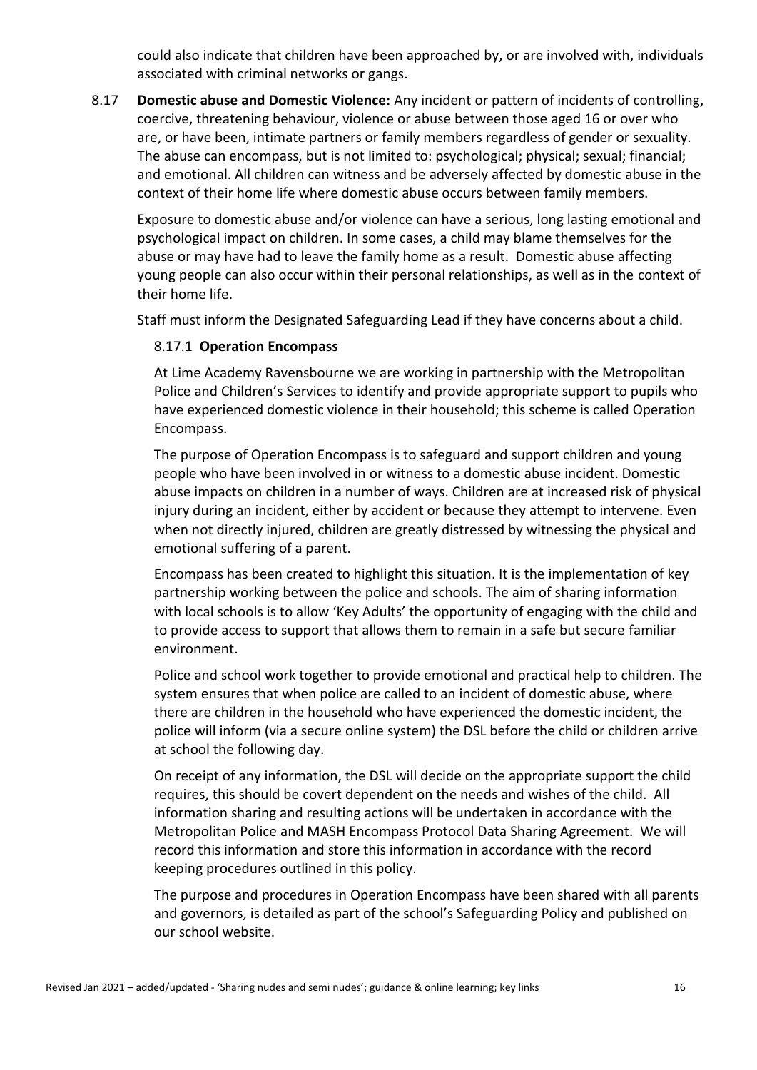could also indicate that children have been approached by, or are involved with, individuals associated with criminal networks or gangs.

8.17 **Domestic abuse and Domestic Violence:** Any incident or pattern of incidents of controlling, coercive, threatening behaviour, violence or abuse between those aged 16 or over who are, or have been, intimate partners or family members regardless of gender or sexuality. The abuse can encompass, but is not limited to: psychological; physical; sexual; financial; and emotional. All children can witness and be adversely affected by domestic abuse in the context of their home life where domestic abuse occurs between family members.

Exposure to domestic abuse and/or violence can have a serious, long lasting emotional and psychological impact on children. In some cases, a child may blame themselves for the abuse or may have had to leave the family home as a result. Domestic abuse affecting young people can also occur within their personal relationships, as well as in the context of their home life.

Staff must inform the Designated Safeguarding Lead if they have concerns about a child.

8.17.1 **Operation Encompass**

At Lime Academy Ravensbourne we are working in partnership with the Metropolitan Police and Children's Services to identify and provide appropriate support to pupils who have experienced domestic violence in their household; this scheme is called Operation Encompass.

The purpose of Operation Encompass is to safeguard and support children and young people who have been involved in or witness to a domestic abuse incident. Domestic abuse impacts on children in a number of ways. Children are at increased risk of physical injury during an incident, either by accident or because they attempt to intervene. Even when not directly injured, children are greatly distressed by witnessing the physical and emotional suffering of a parent.

Encompass has been created to highlight this situation. It is the implementation of key partnership working between the police and schools. The aim of sharing information with local schools is to allow 'Key Adults' the opportunity of engaging with the child and to provide access to support that allows them to remain in a safe but secure familiar environment.

Police and school work together to provide emotional and practical help to children. The system ensures that when police are called to an incident of domestic abuse, where there are children in the household who have experienced the domestic incident, the police will inform (via a secure online system) the DSL before the child or children arrive at school the following day.

On receipt of any information, the DSL will decide on the appropriate support the child requires, this should be covert dependent on the needs and wishes of the child. All information sharing and resulting actions will be undertaken in accordance with the Metropolitan Police and MASH Encompass Protocol Data Sharing Agreement. We will record this information and store this information in accordance with the record keeping procedures outlined in this policy.

The purpose and procedures in Operation Encompass have been shared with all parents and governors, is detailed as part of the school's Safeguarding Policy and published on our school website.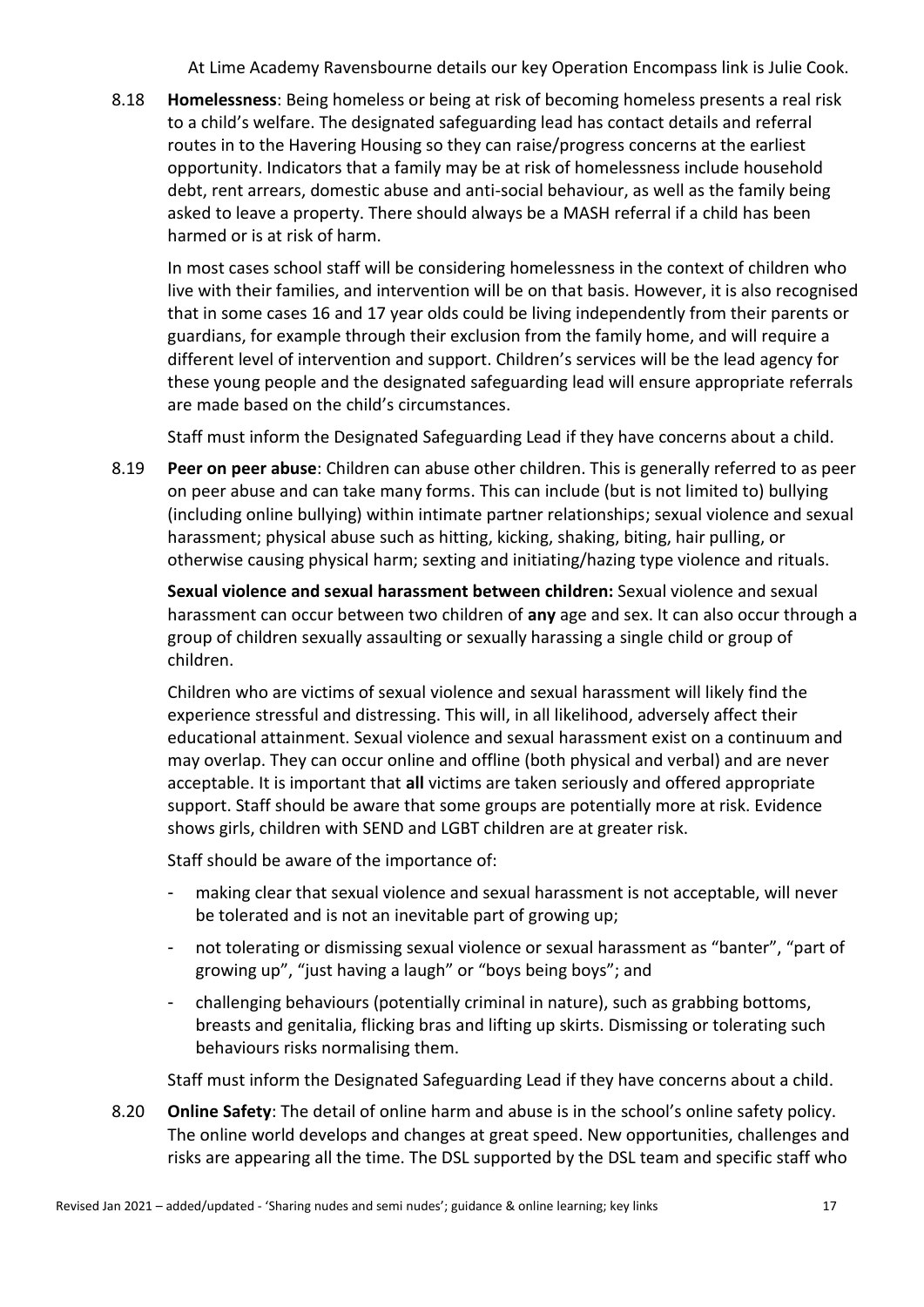At Lime Academy Ravensbourne details our key Operation Encompass link is Julie Cook.

8.18 **Homelessness**: Being homeless or being at risk of becoming homeless presents a real risk to a child's welfare. The designated safeguarding lead has contact details and referral routes in to the Havering Housing so they can raise/progress concerns at the earliest opportunity. Indicators that a family may be at risk of homelessness include household debt, rent arrears, domestic abuse and anti-social behaviour, as well as the family being asked to leave a property. There should always be a MASH referral if a child has been harmed or is at risk of harm.

In most cases school staff will be considering homelessness in the context of children who live with their families, and intervention will be on that basis. However, it is also recognised that in some cases 16 and 17 year olds could be living independently from their parents or guardians, for example through their exclusion from the family home, and will require a different level of intervention and support. Children's services will be the lead agency for these young people and the designated safeguarding lead will ensure appropriate referrals are made based on the child's circumstances.

Staff must inform the Designated Safeguarding Lead if they have concerns about a child.

8.19 **Peer on peer abuse**: Children can abuse other children. This is generally referred to as peer on peer abuse and can take many forms. This can include (but is not limited to) bullying (including online bullying) within intimate partner relationships; sexual violence and sexual harassment; physical abuse such as hitting, kicking, shaking, biting, hair pulling, or otherwise causing physical harm; sexting and initiating/hazing type violence and rituals.

**Sexual violence and sexual harassment between children:** Sexual violence and sexual harassment can occur between two children of **any** age and sex. It can also occur through a group of children sexually assaulting or sexually harassing a single child or group of children.

Children who are victims of sexual violence and sexual harassment will likely find the experience stressful and distressing. This will, in all likelihood, adversely affect their educational attainment. Sexual violence and sexual harassment exist on a continuum and may overlap. They can occur online and offline (both physical and verbal) and are never acceptable. It is important that **all** victims are taken seriously and offered appropriate support. Staff should be aware that some groups are potentially more at risk. Evidence shows girls, children with SEND and LGBT children are at greater risk.

Staff should be aware of the importance of:

- making clear that sexual violence and sexual harassment is not acceptable, will never be tolerated and is not an inevitable part of growing up;
- not tolerating or dismissing sexual violence or sexual harassment as "banter", "part of growing up", "just having a laugh" or "boys being boys"; and
- challenging behaviours (potentially criminal in nature), such as grabbing bottoms, breasts and genitalia, flicking bras and lifting up skirts. Dismissing or tolerating such behaviours risks normalising them.

Staff must inform the Designated Safeguarding Lead if they have concerns about a child.

8.20 **Online Safety**: The detail of online harm and abuse is in the school's online safety policy. The online world develops and changes at great speed. New opportunities, challenges and risks are appearing all the time. The DSL supported by the DSL team and specific staff who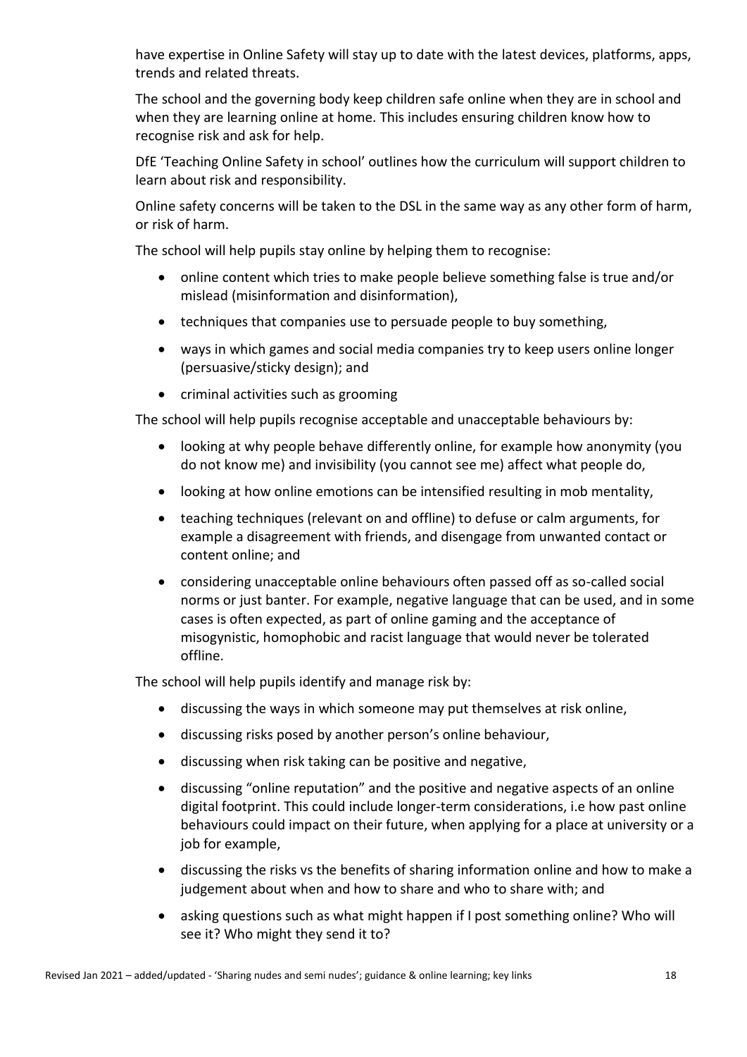have expertise in Online Safety will stay up to date with the latest devices, platforms, apps, trends and related threats.

The school and the governing body keep children safe online when they are in school and when they are learning online at home. This includes ensuring children know how to recognise risk and ask for help.

DfE 'Teaching Online Safety in school' outlines how the curriculum will support children to learn about risk and responsibility.

Online safety concerns will be taken to the DSL in the same way as any other form of harm, or risk of harm.

The school will help pupils stay online by helping them to recognise:

- online content which tries to make people believe something false is true and/or mislead (misinformation and disinformation),
- techniques that companies use to persuade people to buy something,
- ways in which games and social media companies try to keep users online longer (persuasive/sticky design); and
- criminal activities such as grooming

The school will help pupils recognise acceptable and unacceptable behaviours by:

- looking at why people behave differently online, for example how anonymity (you do not know me) and invisibility (you cannot see me) affect what people do,
- looking at how online emotions can be intensified resulting in mob mentality,
- teaching techniques (relevant on and offline) to defuse or calm arguments, for example a disagreement with friends, and disengage from unwanted contact or content online; and
- considering unacceptable online behaviours often passed off as so-called social norms or just banter. For example, negative language that can be used, and in some cases is often expected, as part of online gaming and the acceptance of misogynistic, homophobic and racist language that would never be tolerated offline.

The school will help pupils identify and manage risk by:

- discussing the ways in which someone may put themselves at risk online,
- discussing risks posed by another person's online behaviour,
- discussing when risk taking can be positive and negative,
- discussing "online reputation" and the positive and negative aspects of an online digital footprint. This could include longer-term considerations, i.e how past online behaviours could impact on their future, when applying for a place at university or a job for example,
- discussing the risks vs the benefits of sharing information online and how to make a judgement about when and how to share and who to share with; and
- asking questions such as what might happen if I post something online? Who will see it? Who might they send it to?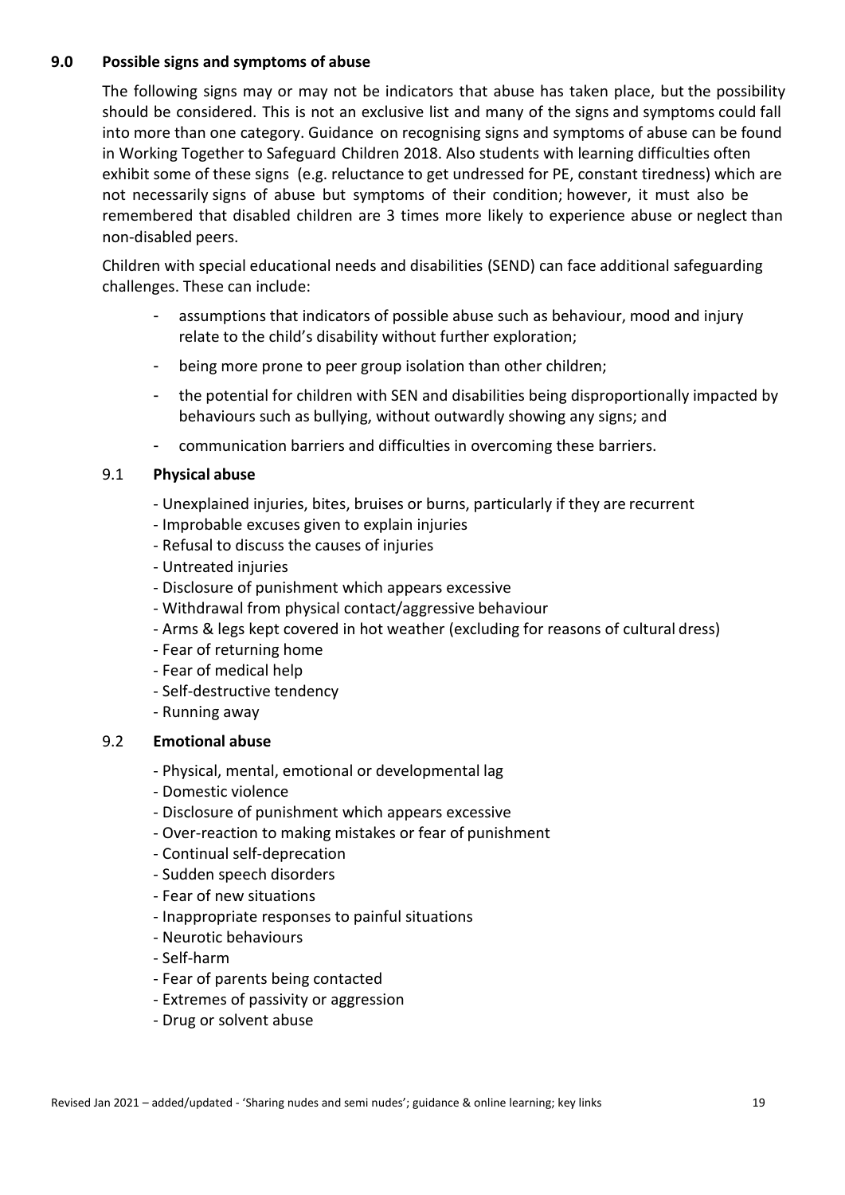## 9.0 Possible signs and symptoms of abuse

The following signs may or may not be indicators that abuse has taken place, but the possibility should be considered. This is not an exclusive list and many of the signs and symptoms could fall into more than one category. Guidance on recognising signs and symptoms of abuse can be found in Working Together to Safeguard Children 2018. Also students with learning difficulties often exhibit some of these signs (e.g. reluctance to get undressed for PE, constant tiredness) which are not necessarily signs of abuse but symptoms of their condition; however, it must also be remembered that disabled children are 3 times more likely to experience abuse or neglect than non-disabled peers.

Children with special educational needs and disabilities (SEND) can face additional safeguarding challenges. These can include:

- assumptions that indicators of possible abuse such as behaviour, mood and injury relate to the child's disability without further exploration;
- being more prone to peer group isolation than other children;
- the potential for children with SEN and disabilities being disproportionally impacted by behaviours such as bullying, without outwardly showing any signs; and
- communication barriers and difficulties in overcoming these barriers.

### 9.1 Physical abuse

- Unexplained injuries, bites, bruises or burns, particularly if they are recurrent
- Improbable excuses given to explain injuries
- Refusal to discuss the causes of injuries
- Untreated injuries
- Disclosure of punishment which appears excessive
- Withdrawal from physical contact/aggressive behaviour
- Arms & legs kept covered in hot weather (excluding for reasons of cultural dress)
- Fear of returning home
- Fear of medical help
- Self-destructive tendency
- Running away

### 9.2 Emotional abuse

- Physical, mental, emotional or developmental lag
- Domestic violence
- Disclosure of punishment which appears excessive
- Over-reaction to making mistakes or fear of punishment
- Continual self-deprecation
- Sudden speech disorders
- Fear of new situations
- Inappropriate responses to painful situations
- Neurotic behaviours
- Self-harm
- Fear of parents being contacted
- Extremes of passivity or aggression
- Drug or solvent abuse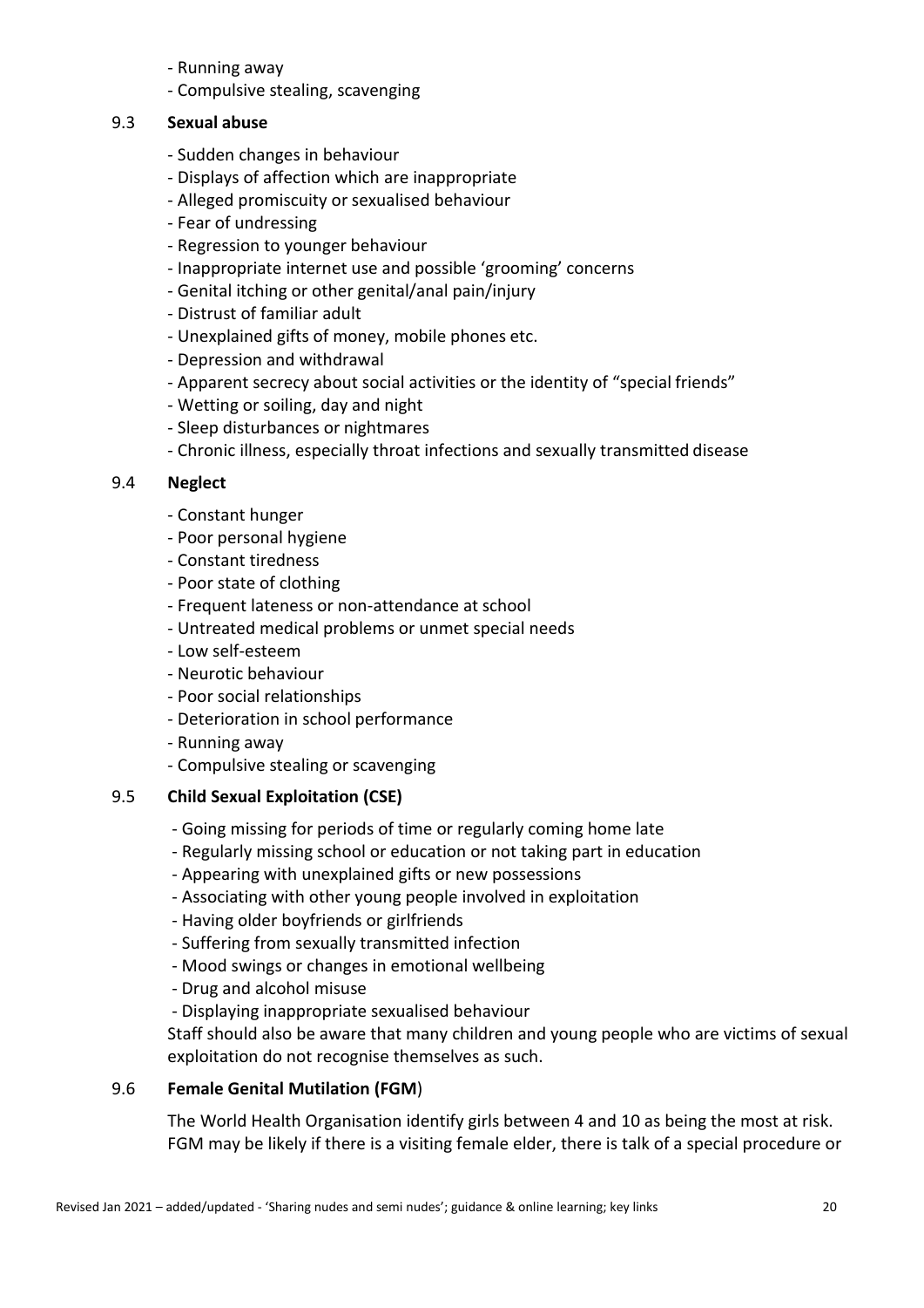- Running away
- Compulsive stealing, scavenging

### 9.3 **Sexual abuse**

- Sudden changes in behaviour
- Displays of affection which are inappropriate
- Alleged promiscuity or sexualised behaviour
- Fear of undressing
- Regression to younger behaviour
- Inappropriate internet use and possible 'grooming' concerns
- Genital itching or other genital/anal pain/injury
- Distrust of familiar adult
- Unexplained gifts of money, mobile phones etc.
- Depression and withdrawal
- Apparent secrecy about social activities or the identity of "special friends"
- Wetting or soiling, day and night
- Sleep disturbances or nightmares
- Chronic illness, especially throat infections and sexually transmitted disease

### 9.4 **Neglect**

- Constant hunger
- Poor personal hygiene
- Constant tiredness
- Poor state of clothing
- Frequent lateness or non-attendance at school
- Untreated medical problems or unmet special needs
- Low self-esteem
- Neurotic behaviour
- Poor social relationships
- Deterioration in school performance
- Running away
- Compulsive stealing or scavenging

### 9.5 **Child Sexual Exploitation (CSE)**

- Going missing for periods of time or regularly coming home late
- Regularly missing school or education or not taking part in education
- Appearing with unexplained gifts or new possessions
- Associating with other young people involved in exploitation
- Having older boyfriends or girlfriends
- Suffering from sexually transmitted infection
- Mood swings or changes in emotional wellbeing
- Drug and alcohol misuse
- Displaying inappropriate sexualised behaviour

Staff should also be aware that many children and young people who are victims of sexual exploitation do not recognise themselves as such.

### 9.6 **Female Genital Mutilation (FGM)**

The World Health Organisation identify girls between 4 and 10 as being the most at risk. FGM may be likely if there is a visiting female elder, there is talk of a special procedure or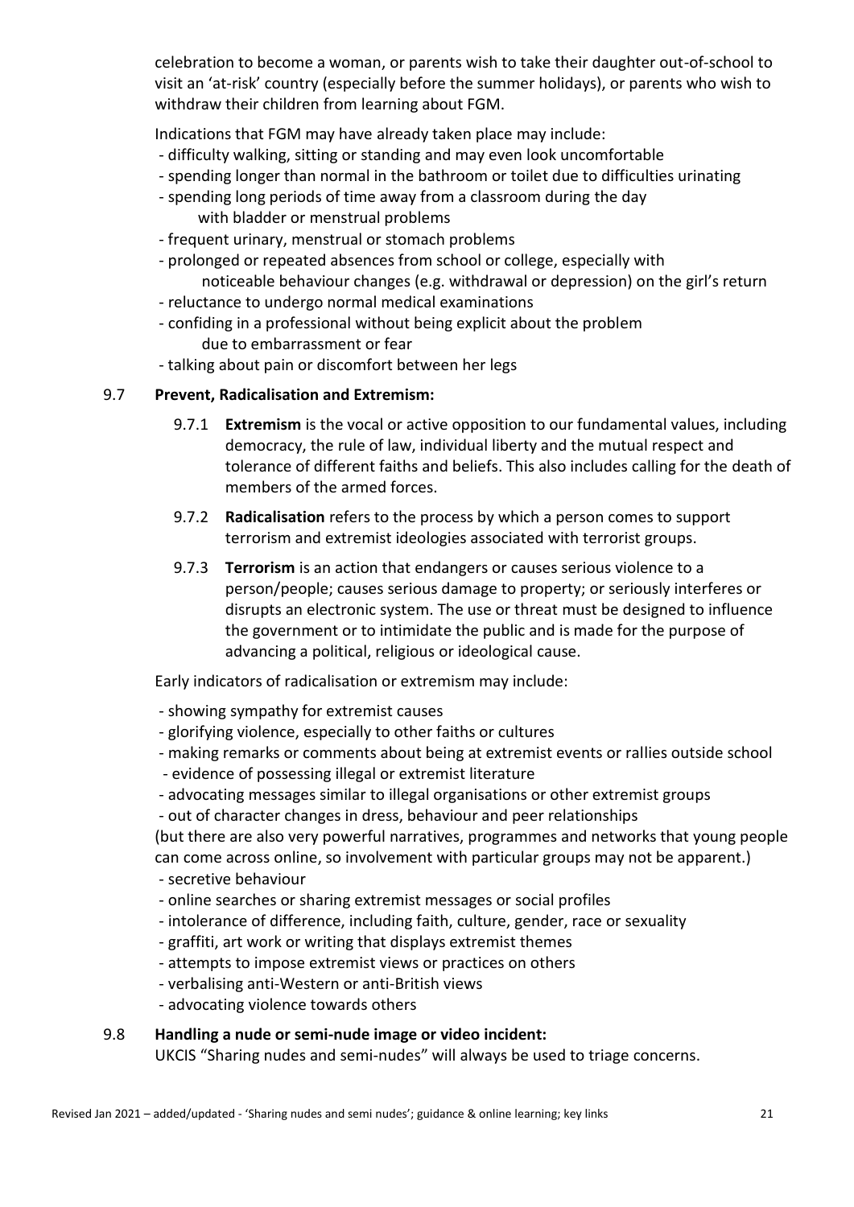celebration to become a woman, or parents wish to take their daughter out-of-school to visit an 'at-risk' country (especially before the summer holidays), or parents who wish to withdraw their children from learning about FGM.

Indications that FGM may have already taken place may include:

- difficulty walking, sitting or standing and may even look uncomfortable
- spending longer than normal in the bathroom or toilet due to difficulties urinating
- spending long periods of time away from a classroom during the day with bladder or menstrual problems
- frequent urinary, menstrual or stomach problems
- prolonged or repeated absences from school or college, especially with noticeable behaviour changes (e.g. withdrawal or depression) on the girl's return
- reluctance to undergo normal medical examinations
- confiding in a professional without being explicit about the problem due to embarrassment or fear
- talking about pain or discomfort between her legs

## 9.7 Prevent, Radicalisation and Extremism:

9.7.1 **Extremism** is the vocal or active opposition to our fundamental values, including democracy, the rule of law, individual liberty and the mutual respect and tolerance of different faiths and beliefs. This also includes calling for the death of members of the armed forces.

9.7.2 **Radicalisation** refers to the process by which a person comes to support terrorism and extremist ideologies associated with terrorist groups.

9.7.3 **Terrorism** is an action that endangers or causes serious violence to a person/people; causes serious damage to property; or seriously interferes or disrupts an electronic system. The use or threat must be designed to influence the government or to intimidate the public and is made for the purpose of advancing a political, religious or ideological cause.

Early indicators of radicalisation or extremism may include:

- showing sympathy for extremist causes
- glorifying violence, especially to other faiths or cultures
- making remarks or comments about being at extremist events or rallies outside school
- evidence of possessing illegal or extremist literature
- advocating messages similar to illegal organisations or other extremist groups
- out of character changes in dress, behaviour and peer relationships

(but there are also very powerful narratives, programmes and networks that young people can come across online, so involvement with particular groups may not be apparent.)

- secretive behaviour
- online searches or sharing extremist messages or social profiles
- intolerance of difference, including faith, culture, gender, race or sexuality
- graffiti, art work or writing that displays extremist themes
- attempts to impose extremist views or practices on others
- verbalising anti-Western or anti-British views
- advocating violence towards others

## 9.8 Handling a nude or semi-nude image or video incident:

UKCIS "Sharing nudes and semi-nudes" will always be used to triage concerns.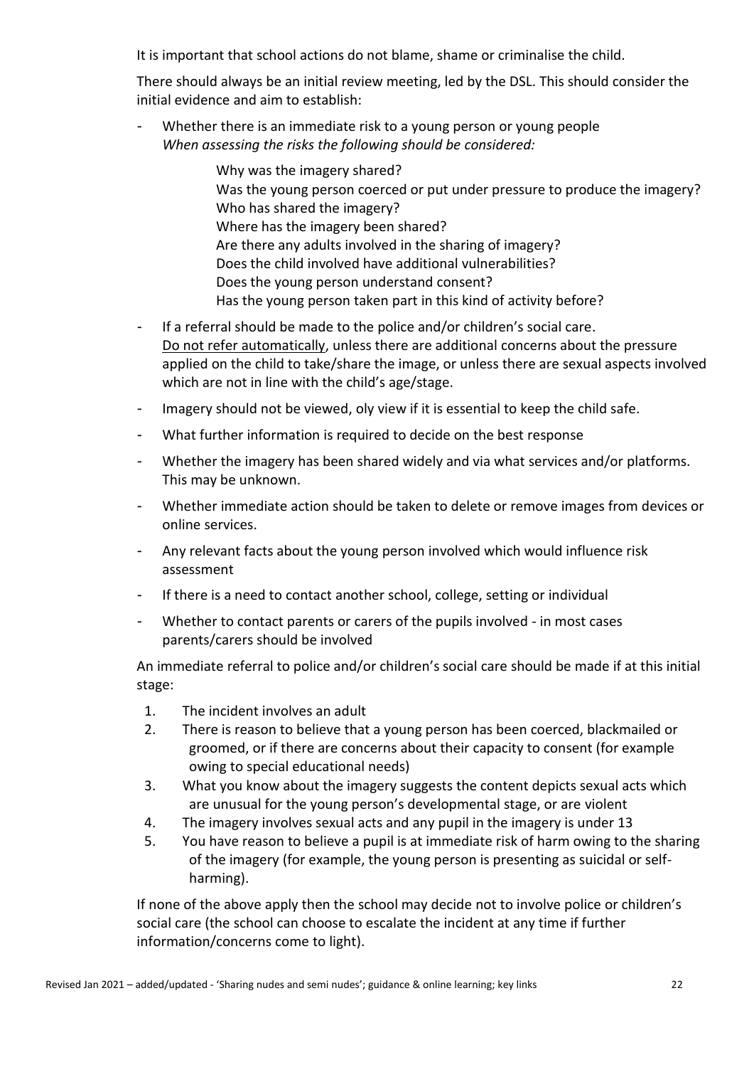It is important that school actions do not blame, shame or criminalise the child.

There should always be an initial review meeting, led by the DSL. This should consider the initial evidence and aim to establish:

- Whether there is an immediate risk to a young person or young people
  *When assessing the risks the following should be considered:*

  Why was the imagery shared?
  Was the young person coerced or put under pressure to produce the imagery?
  Who has shared the imagery?
  Where has the imagery been shared?
  Are there any adults involved in the sharing of imagery?
  Does the child involved have additional vulnerabilities?
  Does the young person understand consent?
  Has the young person taken part in this kind of activity before?

- If a referral should be made to the police and/or children's social care.
  <u>Do not refer automatically</u>, unless there are additional concerns about the pressure applied on the child to take/share the image, or unless there are sexual aspects involved which are not in line with the child's age/stage.
- Imagery should not be viewed, oly view if it is essential to keep the child safe.
- What further information is required to decide on the best response
- Whether the imagery has been shared widely and via what services and/or platforms. This may be unknown.
- Whether immediate action should be taken to delete or remove images from devices or online services.
- Any relevant facts about the young person involved which would influence risk assessment
- If there is a need to contact another school, college, setting or individual
- Whether to contact parents or carers of the pupils involved - in most cases parents/carers should be involved

An immediate referral to police and/or children's social care should be made if at this initial stage:

1. The incident involves an adult
2. There is reason to believe that a young person has been coerced, blackmailed or groomed, or if there are concerns about their capacity to consent (for example owing to special educational needs)
3. What you know about the imagery suggests the content depicts sexual acts which are unusual for the young person's developmental stage, or are violent
4. The imagery involves sexual acts and any pupil in the imagery is under 13
5. You have reason to believe a pupil is at immediate risk of harm owing to the sharing of the imagery (for example, the young person is presenting as suicidal or self-harming).

If none of the above apply then the school may decide not to involve police or children's social care (the school can choose to escalate the incident at any time if further information/concerns come to light).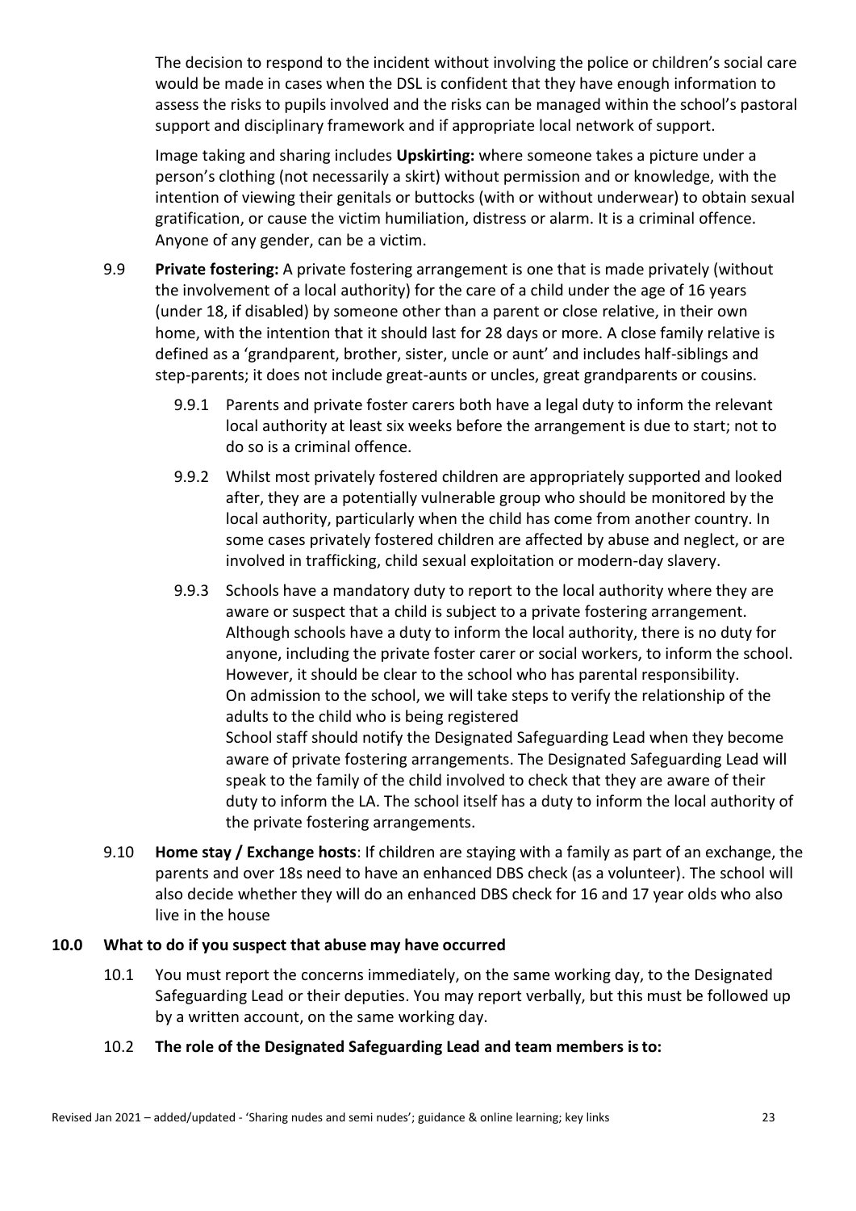The decision to respond to the incident without involving the police or children's social care would be made in cases when the DSL is confident that they have enough information to assess the risks to pupils involved and the risks can be managed within the school's pastoral support and disciplinary framework and if appropriate local network of support.

Image taking and sharing includes **Upskirting:** where someone takes a picture under a person's clothing (not necessarily a skirt) without permission and or knowledge, with the intention of viewing their genitals or buttocks (with or without underwear) to obtain sexual gratification, or cause the victim humiliation, distress or alarm. It is a criminal offence. Anyone of any gender, can be a victim.

9.9 **Private fostering:** A private fostering arrangement is one that is made privately (without the involvement of a local authority) for the care of a child under the age of 16 years (under 18, if disabled) by someone other than a parent or close relative, in their own home, with the intention that it should last for 28 days or more. A close family relative is defined as a 'grandparent, brother, sister, uncle or aunt' and includes half-siblings and step-parents; it does not include great-aunts or uncles, great grandparents or cousins.

9.9.1 Parents and private foster carers both have a legal duty to inform the relevant local authority at least six weeks before the arrangement is due to start; not to do so is a criminal offence.

9.9.2 Whilst most privately fostered children are appropriately supported and looked after, they are a potentially vulnerable group who should be monitored by the local authority, particularly when the child has come from another country. In some cases privately fostered children are affected by abuse and neglect, or are involved in trafficking, child sexual exploitation or modern-day slavery.

9.9.3 Schools have a mandatory duty to report to the local authority where they are aware or suspect that a child is subject to a private fostering arrangement. Although schools have a duty to inform the local authority, there is no duty for anyone, including the private foster carer or social workers, to inform the school. However, it should be clear to the school who has parental responsibility. On admission to the school, we will take steps to verify the relationship of the adults to the child who is being registered
School staff should notify the Designated Safeguarding Lead when they become aware of private fostering arrangements. The Designated Safeguarding Lead will speak to the family of the child involved to check that they are aware of their duty to inform the LA. The school itself has a duty to inform the local authority of the private fostering arrangements.

9.10 **Home stay / Exchange hosts**: If children are staying with a family as part of an exchange, the parents and over 18s need to have an enhanced DBS check (as a volunteer). The school will also decide whether they will do an enhanced DBS check for 16 and 17 year olds who also live in the house

## 10.0 What to do if you suspect that abuse may have occurred

10.1 You must report the concerns immediately, on the same working day, to the Designated Safeguarding Lead or their deputies. You may report verbally, but this must be followed up by a written account, on the same working day.

10.2 **The role of the Designated Safeguarding Lead and team members is to:**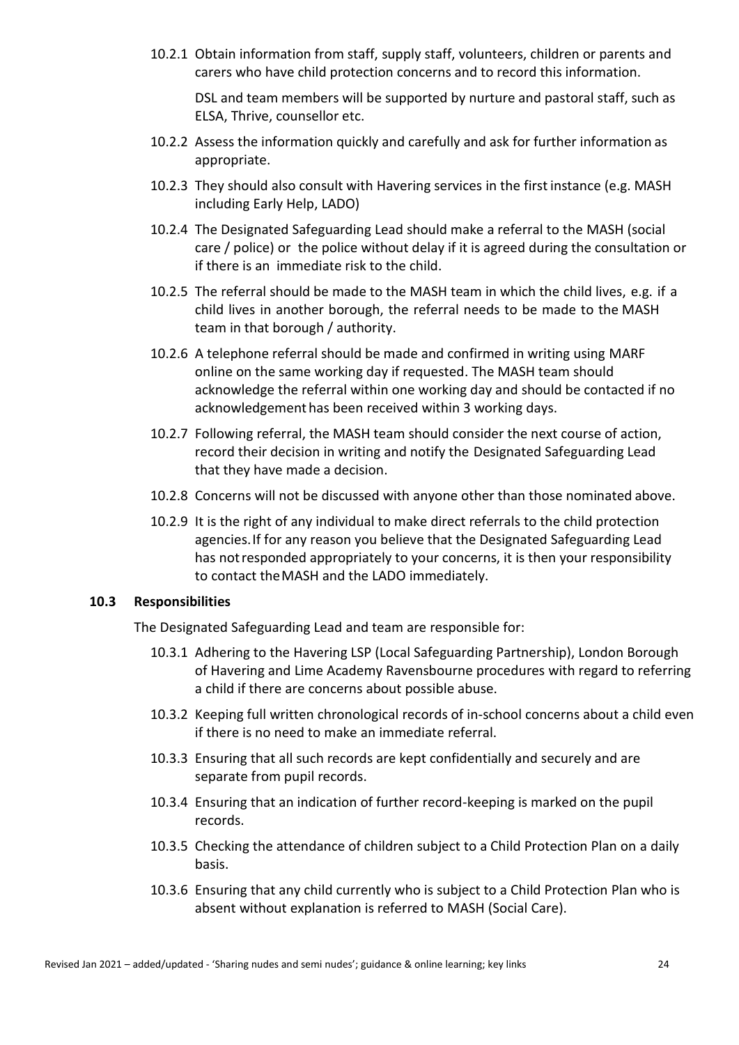10.2.1 Obtain information from staff, supply staff, volunteers, children or parents and carers who have child protection concerns and to record this information.

DSL and team members will be supported by nurture and pastoral staff, such as ELSA, Thrive, counsellor etc.

10.2.2 Assess the information quickly and carefully and ask for further information as appropriate.

10.2.3 They should also consult with Havering services in the first instance (e.g. MASH including Early Help, LADO)

10.2.4 The Designated Safeguarding Lead should make a referral to the MASH (social care / police) or the police without delay if it is agreed during the consultation or if there is an immediate risk to the child.

10.2.5 The referral should be made to the MASH team in which the child lives, e.g. if a child lives in another borough, the referral needs to be made to the MASH team in that borough / authority.

10.2.6 A telephone referral should be made and confirmed in writing using MARF online on the same working day if requested. The MASH team should acknowledge the referral within one working day and should be contacted if no acknowledgement has been received within 3 working days.

10.2.7 Following referral, the MASH team should consider the next course of action, record their decision in writing and notify the Designated Safeguarding Lead that they have made a decision.

10.2.8 Concerns will not be discussed with anyone other than those nominated above.

10.2.9 It is the right of any individual to make direct referrals to the child protection agencies. If for any reason you believe that the Designated Safeguarding Lead has not responded appropriately to your concerns, it is then your responsibility to contact the MASH and the LADO immediately.

### 10.3 Responsibilities

The Designated Safeguarding Lead and team are responsible for:

10.3.1 Adhering to the Havering LSP (Local Safeguarding Partnership), London Borough of Havering and Lime Academy Ravensbourne procedures with regard to referring a child if there are concerns about possible abuse.

10.3.2 Keeping full written chronological records of in-school concerns about a child even if there is no need to make an immediate referral.

10.3.3 Ensuring that all such records are kept confidentially and securely and are separate from pupil records.

10.3.4 Ensuring that an indication of further record-keeping is marked on the pupil records.

10.3.5 Checking the attendance of children subject to a Child Protection Plan on a daily basis.

10.3.6 Ensuring that any child currently who is subject to a Child Protection Plan who is absent without explanation is referred to MASH (Social Care).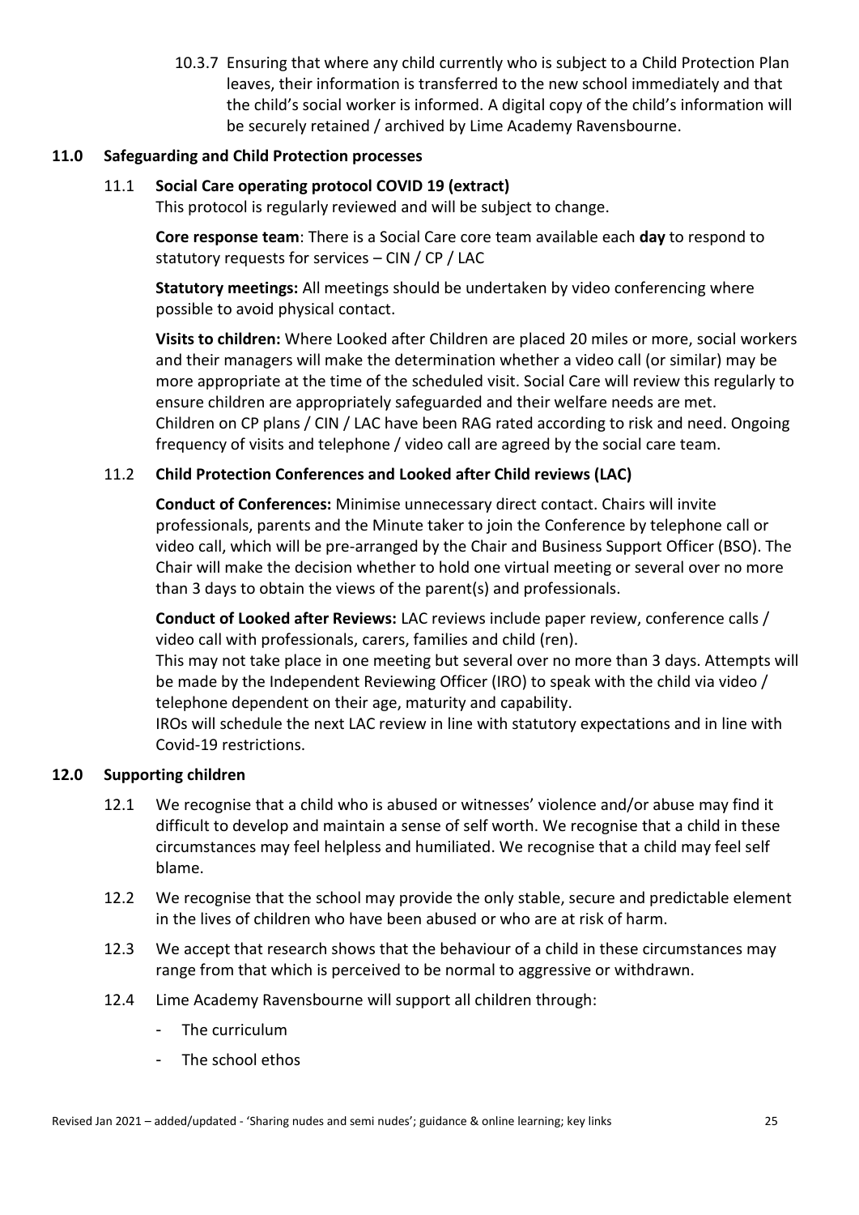10.3.7 Ensuring that where any child currently who is subject to a Child Protection Plan leaves, their information is transferred to the new school immediately and that the child's social worker is informed. A digital copy of the child's information will be securely retained / archived by Lime Academy Ravensbourne.

## 11.0 Safeguarding and Child Protection processes

### 11.1 Social Care operating protocol COVID 19 (extract)

This protocol is regularly reviewed and will be subject to change.

**Core response team**: There is a Social Care core team available each **day** to respond to statutory requests for services – CIN / CP / LAC

**Statutory meetings:** All meetings should be undertaken by video conferencing where possible to avoid physical contact.

**Visits to children:** Where Looked after Children are placed 20 miles or more, social workers and their managers will make the determination whether a video call (or similar) may be more appropriate at the time of the scheduled visit. Social Care will review this regularly to ensure children are appropriately safeguarded and their welfare needs are met. Children on CP plans / CIN / LAC have been RAG rated according to risk and need. Ongoing frequency of visits and telephone / video call are agreed by the social care team.

### 11.2 Child Protection Conferences and Looked after Child reviews (LAC)

**Conduct of Conferences:** Minimise unnecessary direct contact. Chairs will invite professionals, parents and the Minute taker to join the Conference by telephone call or video call, which will be pre-arranged by the Chair and Business Support Officer (BSO). The Chair will make the decision whether to hold one virtual meeting or several over no more than 3 days to obtain the views of the parent(s) and professionals.

**Conduct of Looked after Reviews:** LAC reviews include paper review, conference calls / video call with professionals, carers, families and child (ren).
This may not take place in one meeting but several over no more than 3 days. Attempts will be made by the Independent Reviewing Officer (IRO) to speak with the child via video / telephone dependent on their age, maturity and capability.
IROs will schedule the next LAC review in line with statutory expectations and in line with Covid-19 restrictions.

## 12.0 Supporting children

12.1 We recognise that a child who is abused or witnesses' violence and/or abuse may find it difficult to develop and maintain a sense of self worth. We recognise that a child in these circumstances may feel helpless and humiliated. We recognise that a child may feel self blame.

12.2 We recognise that the school may provide the only stable, secure and predictable element in the lives of children who have been abused or who are at risk of harm.

12.3 We accept that research shows that the behaviour of a child in these circumstances may range from that which is perceived to be normal to aggressive or withdrawn.

12.4 Lime Academy Ravensbourne will support all children through:

- The curriculum
- The school ethos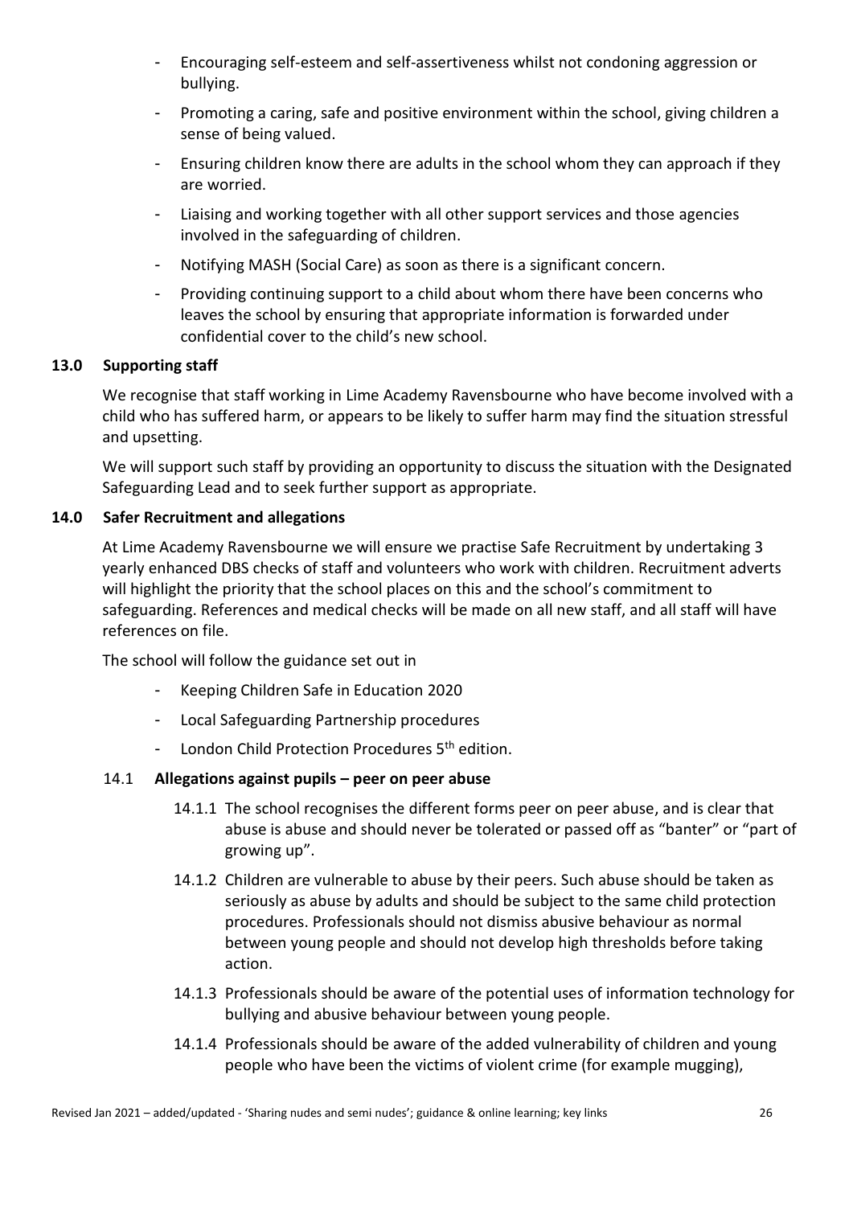- Encouraging self-esteem and self-assertiveness whilst not condoning aggression or bullying.
- Promoting a caring, safe and positive environment within the school, giving children a sense of being valued.
- Ensuring children know there are adults in the school whom they can approach if they are worried.
- Liaising and working together with all other support services and those agencies involved in the safeguarding of children.
- Notifying MASH (Social Care) as soon as there is a significant concern.
- Providing continuing support to a child about whom there have been concerns who leaves the school by ensuring that appropriate information is forwarded under confidential cover to the child's new school.

## 13.0 Supporting staff

We recognise that staff working in Lime Academy Ravensbourne who have become involved with a child who has suffered harm, or appears to be likely to suffer harm may find the situation stressful and upsetting.

We will support such staff by providing an opportunity to discuss the situation with the Designated Safeguarding Lead and to seek further support as appropriate.

## 14.0 Safer Recruitment and allegations

At Lime Academy Ravensbourne we will ensure we practise Safe Recruitment by undertaking 3 yearly enhanced DBS checks of staff and volunteers who work with children. Recruitment adverts will highlight the priority that the school places on this and the school's commitment to safeguarding. References and medical checks will be made on all new staff, and all staff will have references on file.

The school will follow the guidance set out in

- Keeping Children Safe in Education 2020
- Local Safeguarding Partnership procedures
- London Child Protection Procedures 5th edition.

### 14.1 Allegations against pupils – peer on peer abuse

14.1.1 The school recognises the different forms peer on peer abuse, and is clear that abuse is abuse and should never be tolerated or passed off as "banter" or "part of growing up".

14.1.2 Children are vulnerable to abuse by their peers. Such abuse should be taken as seriously as abuse by adults and should be subject to the same child protection procedures. Professionals should not dismiss abusive behaviour as normal between young people and should not develop high thresholds before taking action.

14.1.3 Professionals should be aware of the potential uses of information technology for bullying and abusive behaviour between young people.

14.1.4 Professionals should be aware of the added vulnerability of children and young people who have been the victims of violent crime (for example mugging),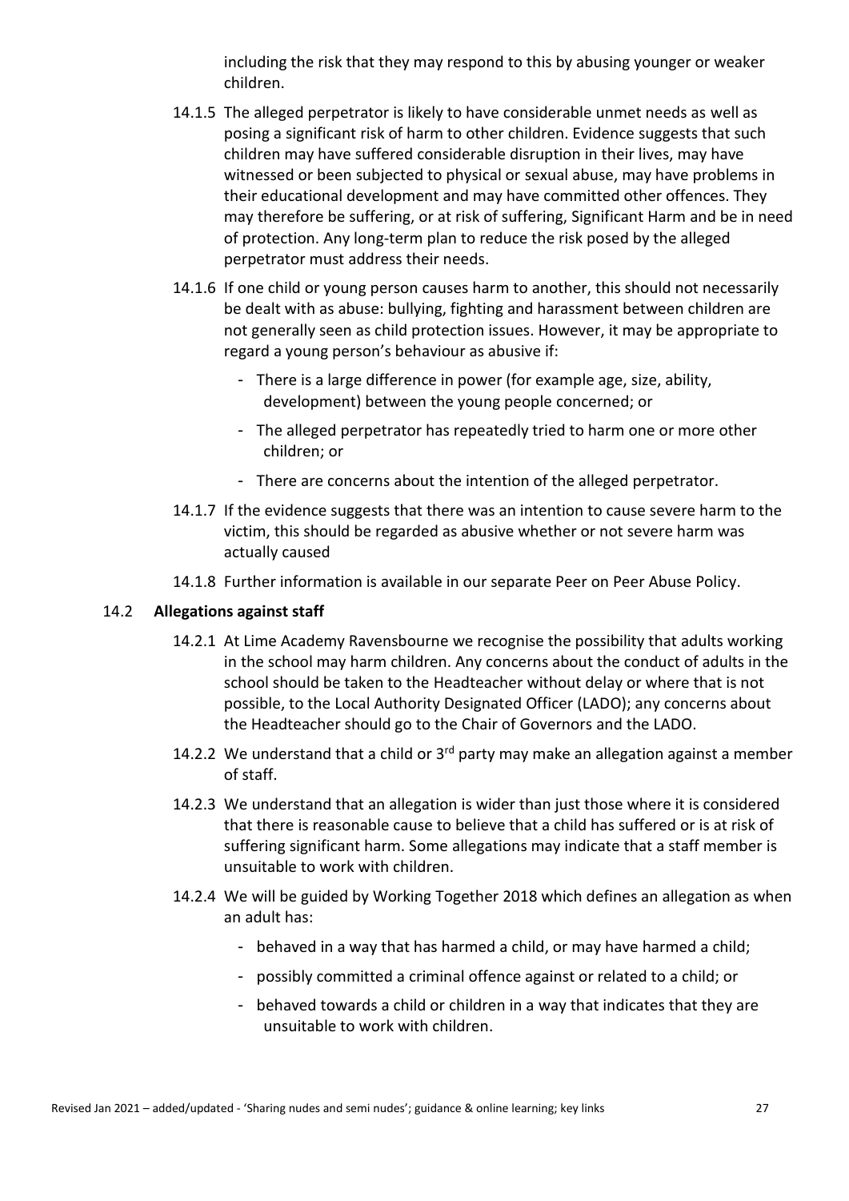including the risk that they may respond to this by abusing younger or weaker children.

14.1.5 The alleged perpetrator is likely to have considerable unmet needs as well as posing a significant risk of harm to other children. Evidence suggests that such children may have suffered considerable disruption in their lives, may have witnessed or been subjected to physical or sexual abuse, may have problems in their educational development and may have committed other offences. They may therefore be suffering, or at risk of suffering, Significant Harm and be in need of protection. Any long-term plan to reduce the risk posed by the alleged perpetrator must address their needs.

14.1.6 If one child or young person causes harm to another, this should not necessarily be dealt with as abuse: bullying, fighting and harassment between children are not generally seen as child protection issues. However, it may be appropriate to regard a young person's behaviour as abusive if:

- There is a large difference in power (for example age, size, ability, development) between the young people concerned; or
- The alleged perpetrator has repeatedly tried to harm one or more other children; or
- There are concerns about the intention of the alleged perpetrator.

14.1.7 If the evidence suggests that there was an intention to cause severe harm to the victim, this should be regarded as abusive whether or not severe harm was actually caused

14.1.8 Further information is available in our separate Peer on Peer Abuse Policy.

### 14.2 Allegations against staff

14.2.1 At Lime Academy Ravensbourne we recognise the possibility that adults working in the school may harm children. Any concerns about the conduct of adults in the school should be taken to the Headteacher without delay or where that is not possible, to the Local Authority Designated Officer (LADO); any concerns about the Headteacher should go to the Chair of Governors and the LADO.

14.2.2 We understand that a child or 3rd party may make an allegation against a member of staff.

14.2.3 We understand that an allegation is wider than just those where it is considered that there is reasonable cause to believe that a child has suffered or is at risk of suffering significant harm. Some allegations may indicate that a staff member is unsuitable to work with children.

14.2.4 We will be guided by Working Together 2018 which defines an allegation as when an adult has:

- behaved in a way that has harmed a child, or may have harmed a child;
- possibly committed a criminal offence against or related to a child; or
- behaved towards a child or children in a way that indicates that they are unsuitable to work with children.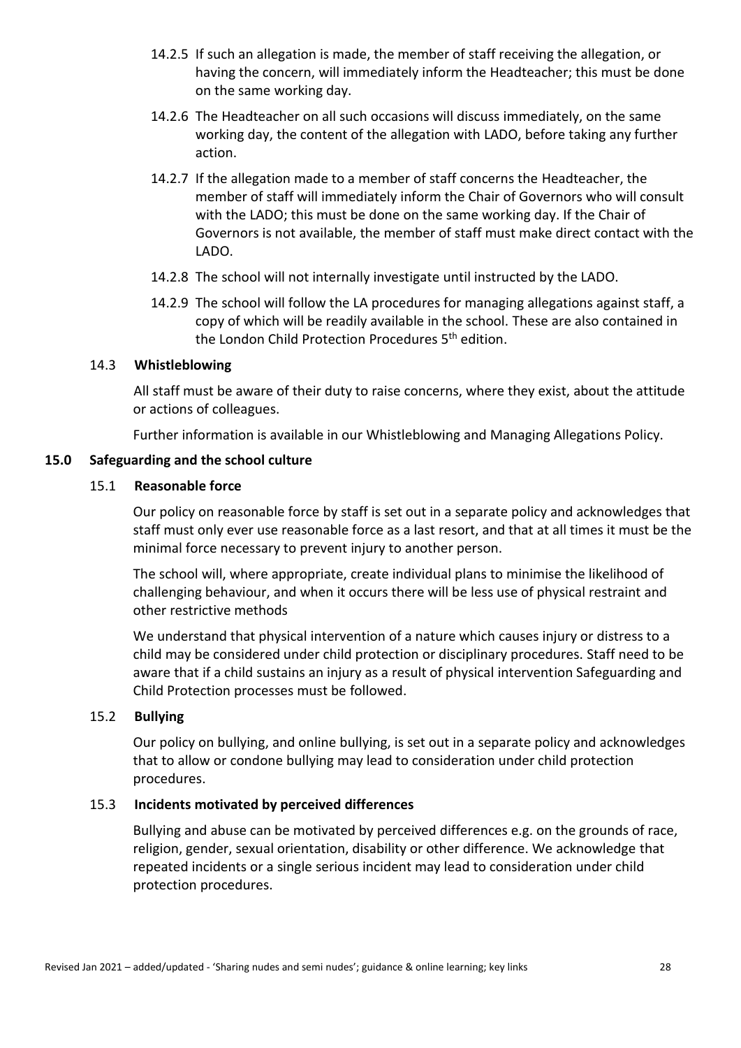14.2.5 If such an allegation is made, the member of staff receiving the allegation, or having the concern, will immediately inform the Headteacher; this must be done on the same working day.

14.2.6 The Headteacher on all such occasions will discuss immediately, on the same working day, the content of the allegation with LADO, before taking any further action.

14.2.7 If the allegation made to a member of staff concerns the Headteacher, the member of staff will immediately inform the Chair of Governors who will consult with the LADO; this must be done on the same working day. If the Chair of Governors is not available, the member of staff must make direct contact with the LADO.

14.2.8 The school will not internally investigate until instructed by the LADO.

14.2.9 The school will follow the LA procedures for managing allegations against staff, a copy of which will be readily available in the school. These are also contained in the London Child Protection Procedures 5th edition.

### 14.3 Whistleblowing

All staff must be aware of their duty to raise concerns, where they exist, about the attitude or actions of colleagues.

Further information is available in our Whistleblowing and Managing Allegations Policy.

## 15.0 Safeguarding and the school culture

### 15.1 Reasonable force

Our policy on reasonable force by staff is set out in a separate policy and acknowledges that staff must only ever use reasonable force as a last resort, and that at all times it must be the minimal force necessary to prevent injury to another person.

The school will, where appropriate, create individual plans to minimise the likelihood of challenging behaviour, and when it occurs there will be less use of physical restraint and other restrictive methods

We understand that physical intervention of a nature which causes injury or distress to a child may be considered under child protection or disciplinary procedures. Staff need to be aware that if a child sustains an injury as a result of physical intervention Safeguarding and Child Protection processes must be followed.

### 15.2 Bullying

Our policy on bullying, and online bullying, is set out in a separate policy and acknowledges that to allow or condone bullying may lead to consideration under child protection procedures.

### 15.3 Incidents motivated by perceived differences

Bullying and abuse can be motivated by perceived differences e.g. on the grounds of race, religion, gender, sexual orientation, disability or other difference. We acknowledge that repeated incidents or a single serious incident may lead to consideration under child protection procedures.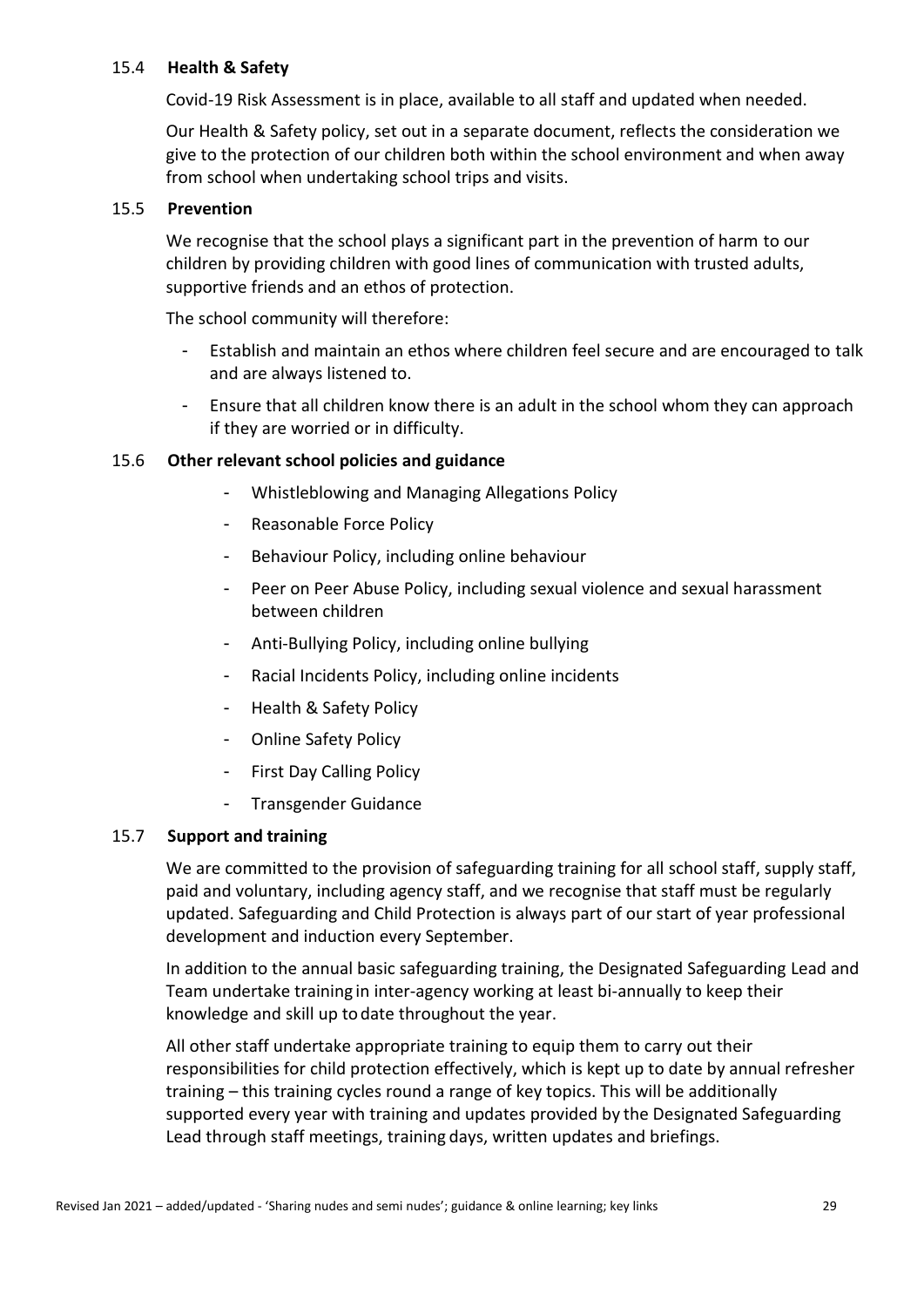### 15.4 Health & Safety

Covid-19 Risk Assessment is in place, available to all staff and updated when needed.

Our Health & Safety policy, set out in a separate document, reflects the consideration we give to the protection of our children both within the school environment and when away from school when undertaking school trips and visits.

### 15.5 Prevention

We recognise that the school plays a significant part in the prevention of harm to our children by providing children with good lines of communication with trusted adults, supportive friends and an ethos of protection.

The school community will therefore:

- Establish and maintain an ethos where children feel secure and are encouraged to talk and are always listened to.
- Ensure that all children know there is an adult in the school whom they can approach if they are worried or in difficulty.

### 15.6 Other relevant school policies and guidance

- Whistleblowing and Managing Allegations Policy
- Reasonable Force Policy
- Behaviour Policy, including online behaviour
- Peer on Peer Abuse Policy, including sexual violence and sexual harassment between children
- Anti-Bullying Policy, including online bullying
- Racial Incidents Policy, including online incidents
- Health & Safety Policy
- Online Safety Policy
- First Day Calling Policy
- Transgender Guidance

### 15.7 Support and training

We are committed to the provision of safeguarding training for all school staff, supply staff, paid and voluntary, including agency staff, and we recognise that staff must be regularly updated. Safeguarding and Child Protection is always part of our start of year professional development and induction every September.

In addition to the annual basic safeguarding training, the Designated Safeguarding Lead and Team undertake training in inter-agency working at least bi-annually to keep their knowledge and skill up to date throughout the year.

All other staff undertake appropriate training to equip them to carry out their responsibilities for child protection effectively, which is kept up to date by annual refresher training – this training cycles round a range of key topics. This will be additionally supported every year with training and updates provided by the Designated Safeguarding Lead through staff meetings, training days, written updates and briefings.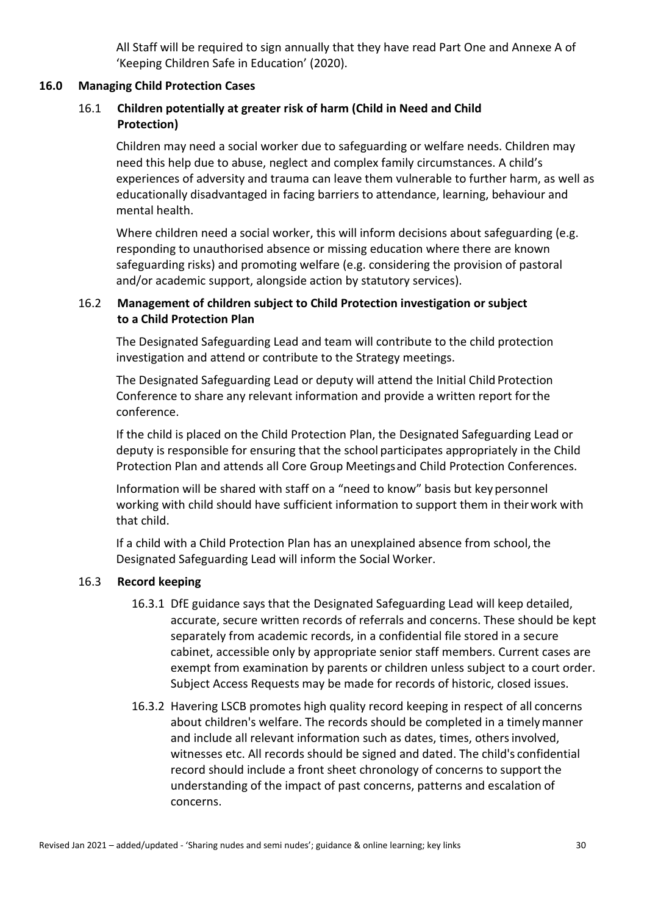All Staff will be required to sign annually that they have read Part One and Annexe A of 'Keeping Children Safe in Education' (2020).

## 16.0 Managing Child Protection Cases

### 16.1 Children potentially at greater risk of harm (Child in Need and Child Protection)

Children may need a social worker due to safeguarding or welfare needs. Children may need this help due to abuse, neglect and complex family circumstances. A child's experiences of adversity and trauma can leave them vulnerable to further harm, as well as educationally disadvantaged in facing barriers to attendance, learning, behaviour and mental health.

Where children need a social worker, this will inform decisions about safeguarding (e.g. responding to unauthorised absence or missing education where there are known safeguarding risks) and promoting welfare (e.g. considering the provision of pastoral and/or academic support, alongside action by statutory services).

### 16.2 Management of children subject to Child Protection investigation or subject to a Child Protection Plan

The Designated Safeguarding Lead and team will contribute to the child protection investigation and attend or contribute to the Strategy meetings.

The Designated Safeguarding Lead or deputy will attend the Initial Child Protection Conference to share any relevant information and provide a written report for the conference.

If the child is placed on the Child Protection Plan, the Designated Safeguarding Lead or deputy is responsible for ensuring that the school participates appropriately in the Child Protection Plan and attends all Core Group Meetings and Child Protection Conferences.

Information will be shared with staff on a "need to know" basis but key personnel working with child should have sufficient information to support them in their work with that child.

If a child with a Child Protection Plan has an unexplained absence from school, the Designated Safeguarding Lead will inform the Social Worker.

### 16.3 Record keeping

16.3.1 DfE guidance says that the Designated Safeguarding Lead will keep detailed, accurate, secure written records of referrals and concerns. These should be kept separately from academic records, in a confidential file stored in a secure cabinet, accessible only by appropriate senior staff members. Current cases are exempt from examination by parents or children unless subject to a court order. Subject Access Requests may be made for records of historic, closed issues.

16.3.2 Havering LSCB promotes high quality record keeping in respect of all concerns about children's welfare. The records should be completed in a timely manner and include all relevant information such as dates, times, others involved, witnesses etc. All records should be signed and dated. The child's confidential record should include a front sheet chronology of concerns to support the understanding of the impact of past concerns, patterns and escalation of concerns.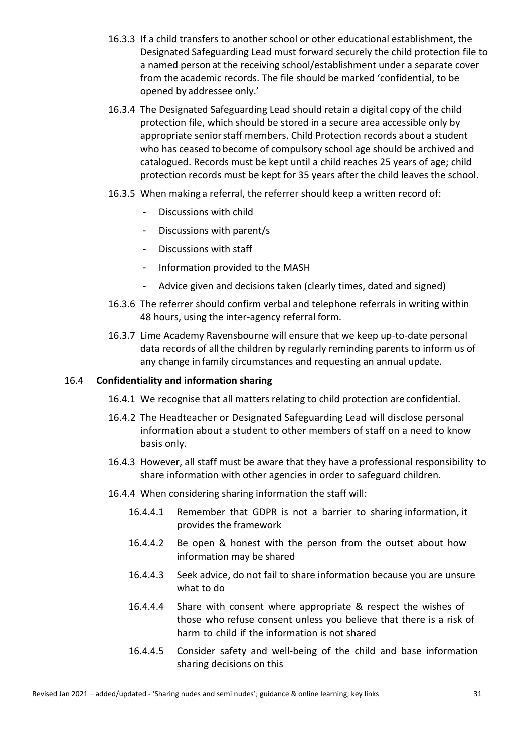16.3.3 If a child transfers to another school or other educational establishment, the Designated Safeguarding Lead must forward securely the child protection file to a named person at the receiving school/establishment under a separate cover from the academic records. The file should be marked 'confidential, to be opened by addressee only.'

16.3.4 The Designated Safeguarding Lead should retain a digital copy of the child protection file, which should be stored in a secure area accessible only by appropriate senior staff members. Child Protection records about a student who has ceased to become of compulsory school age should be archived and catalogued. Records must be kept until a child reaches 25 years of age; child protection records must be kept for 35 years after the child leaves the school.

16.3.5 When making a referral, the referrer should keep a written record of:

- Discussions with child
- Discussions with parent/s
- Discussions with staff
- Information provided to the MASH
- Advice given and decisions taken (clearly times, dated and signed)

16.3.6 The referrer should confirm verbal and telephone referrals in writing within 48 hours, using the inter-agency referral form.

16.3.7 Lime Academy Ravensbourne will ensure that we keep up-to-date personal data records of all the children by regularly reminding parents to inform us of any change in family circumstances and requesting an annual update.

### 16.4 Confidentiality and information sharing

16.4.1 We recognise that all matters relating to child protection are confidential.

16.4.2 The Headteacher or Designated Safeguarding Lead will disclose personal information about a student to other members of staff on a need to know basis only.

16.4.3 However, all staff must be aware that they have a professional responsibility to share information with other agencies in order to safeguard children.

16.4.4 When considering sharing information the staff will:

16.4.4.1 Remember that GDPR is not a barrier to sharing information, it provides the framework

16.4.4.2 Be open & honest with the person from the outset about how information may be shared

16.4.4.3 Seek advice, do not fail to share information because you are unsure what to do

16.4.4.4 Share with consent where appropriate & respect the wishes of those who refuse consent unless you believe that there is a risk of harm to child if the information is not shared

16.4.4.5 Consider safety and well-being of the child and base information sharing decisions on this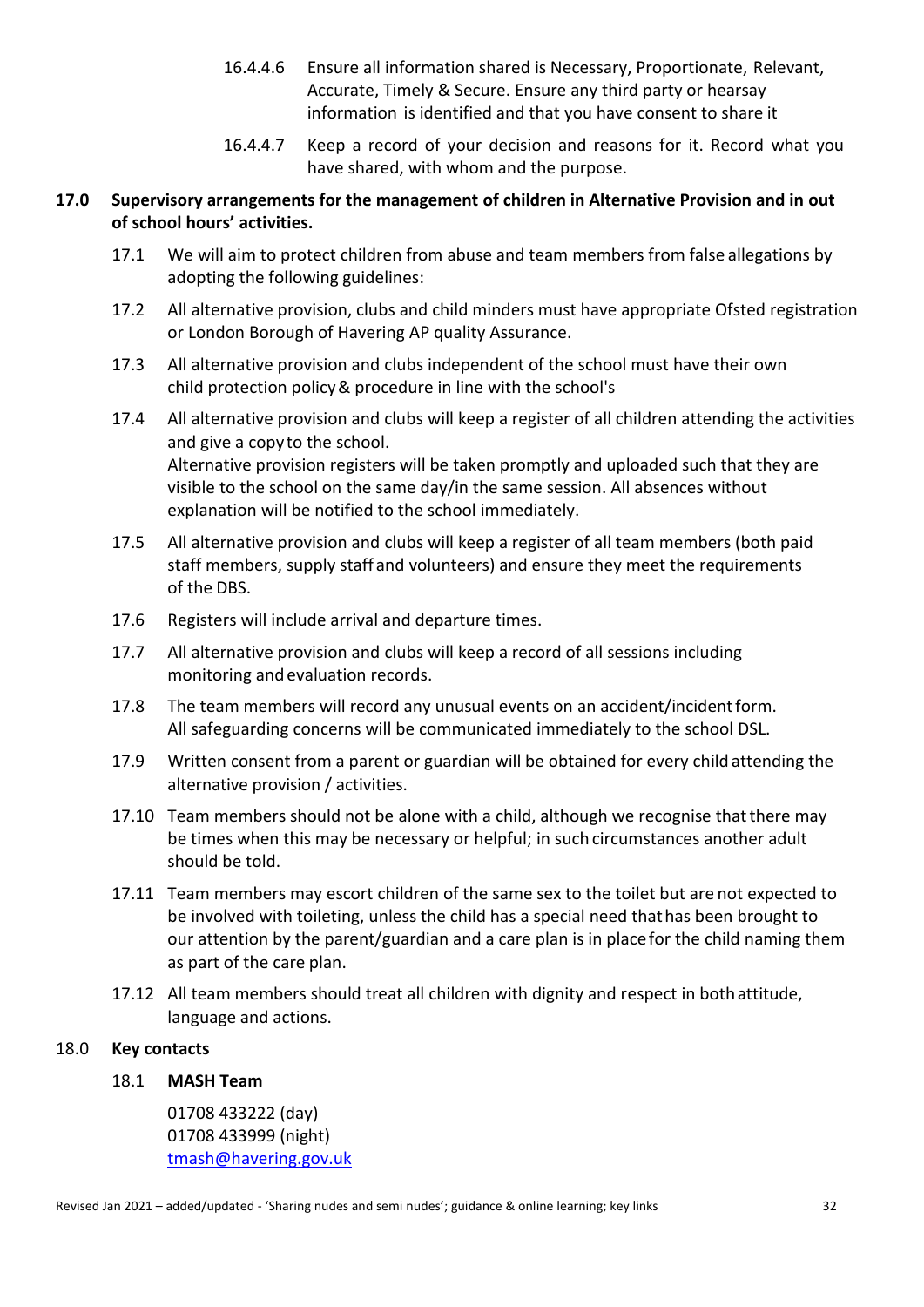16.4.4.6 Ensure all information shared is Necessary, Proportionate, Relevant, Accurate, Timely & Secure. Ensure any third party or hearsay information is identified and that you have consent to share it

16.4.4.7 Keep a record of your decision and reasons for it. Record what you have shared, with whom and the purpose.

## 17.0 Supervisory arrangements for the management of children in Alternative Provision and in out of school hours' activities.

17.1 We will aim to protect children from abuse and team members from false allegations by adopting the following guidelines:

17.2 All alternative provision, clubs and child minders must have appropriate Ofsted registration or London Borough of Havering AP quality Assurance.

17.3 All alternative provision and clubs independent of the school must have their own child protection policy & procedure in line with the school's

17.4 All alternative provision and clubs will keep a register of all children attending the activities and give a copy to the school.
Alternative provision registers will be taken promptly and uploaded such that they are visible to the school on the same day/in the same session. All absences without explanation will be notified to the school immediately.

17.5 All alternative provision and clubs will keep a register of all team members (both paid staff members, supply staff and volunteers) and ensure they meet the requirements of the DBS.

17.6 Registers will include arrival and departure times.

17.7 All alternative provision and clubs will keep a record of all sessions including monitoring and evaluation records.

17.8 The team members will record any unusual events on an accident/incident form. All safeguarding concerns will be communicated immediately to the school DSL.

17.9 Written consent from a parent or guardian will be obtained for every child attending the alternative provision / activities.

17.10 Team members should not be alone with a child, although we recognise that there may be times when this may be necessary or helpful; in such circumstances another adult should be told.

17.11 Team members may escort children of the same sex to the toilet but are not expected to be involved with toileting, unless the child has a special need that has been brought to our attention by the parent/guardian and a care plan is in place for the child naming them as part of the care plan.

17.12 All team members should treat all children with dignity and respect in both attitude, language and actions.

## 18.0 Key contacts

### 18.1 MASH Team

01708 433222 (day)
01708 433999 (night)
tmash@havering.gov.uk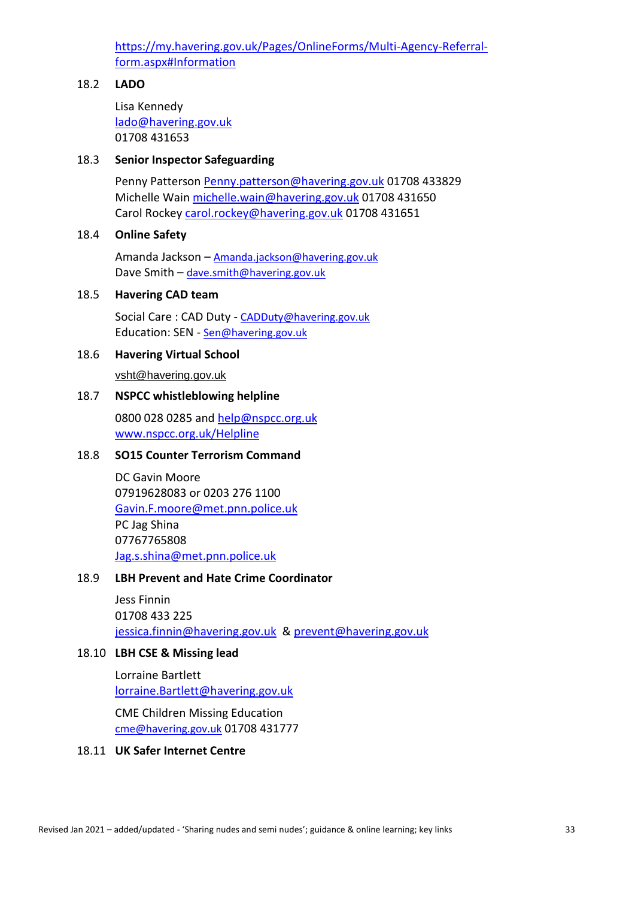https://my.havering.gov.uk/Pages/OnlineForms/Multi-Agency-Referral-form.aspx#Information

### 18.2 LADO

Lisa Kennedy
lado@havering.gov.uk
01708 431653

### 18.3 Senior Inspector Safeguarding

Penny Patterson Penny.patterson@havering.gov.uk 01708 433829
Michelle Wain michelle.wain@havering.gov.uk 01708 431650
Carol Rockey carol.rockey@havering.gov.uk 01708 431651

### 18.4 Online Safety

Amanda Jackson – Amanda.jackson@havering.gov.uk
Dave Smith – dave.smith@havering.gov.uk

### 18.5 Havering CAD team

Social Care : CAD Duty - CADDuty@havering.gov.uk
Education: SEN - Sen@havering.gov.uk

### 18.6 Havering Virtual School

vsht@havering.gov.uk

### 18.7 NSPCC whistleblowing helpline

0800 028 0285 and help@nspcc.org.uk
www.nspcc.org.uk/Helpline

### 18.8 SO15 Counter Terrorism Command

DC Gavin Moore
07919628083 or 0203 276 1100
Gavin.F.moore@met.pnn.police.uk
PC Jag Shina
07767765808
Jag.s.shina@met.pnn.police.uk

### 18.9 LBH Prevent and Hate Crime Coordinator

Jess Finnin
01708 433 225
jessica.finnin@havering.gov.uk & prevent@havering.gov.uk

### 18.10 LBH CSE & Missing lead

Lorraine Bartlett
lorraine.Bartlett@havering.gov.uk

CME Children Missing Education
cme@havering.gov.uk 01708 431777

### 18.11 UK Safer Internet Centre

Revised Jan 2021 – added/updated - 'Sharing nudes and semi nudes'; guidance & online learning; key links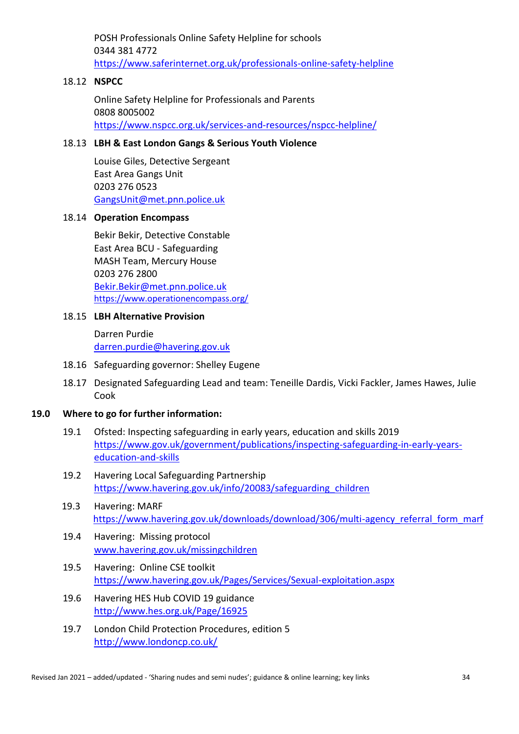POSH Professionals Online Safety Helpline for schools
0344 381 4772
https://www.saferinternet.org.uk/professionals-online-safety-helpline

18.12 **NSPCC**

Online Safety Helpline for Professionals and Parents
0808 8005002
https://www.nspcc.org.uk/services-and-resources/nspcc-helpline/

18.13 **LBH & East London Gangs & Serious Youth Violence**

Louise Giles, Detective Sergeant
East Area Gangs Unit
0203 276 0523
GangsUnit@met.pnn.police.uk

18.14 **Operation Encompass**

Bekir Bekir, Detective Constable
East Area BCU - Safeguarding
MASH Team, Mercury House
0203 276 2800
Bekir.Bekir@met.pnn.police.uk
https://www.operationencompass.org/

18.15 **LBH Alternative Provision**

Darren Purdie
darren.purdie@havering.gov.uk

18.16 Safeguarding governor: Shelley Eugene

18.17 Designated Safeguarding Lead and team: Teneille Dardis, Vicki Fackler, James Hawes, Julie Cook

## 19.0 Where to go for further information:

19.1 Ofsted: Inspecting safeguarding in early years, education and skills 2019
https://www.gov.uk/government/publications/inspecting-safeguarding-in-early-years-education-and-skills

19.2 Havering Local Safeguarding Partnership
https://www.havering.gov.uk/info/20083/safeguarding_children

19.3 Havering: MARF
https://www.havering.gov.uk/downloads/download/306/multi-agency_referral_form_marf

19.4 Havering: Missing protocol
www.havering.gov.uk/missingchildren

19.5 Havering: Online CSE toolkit
https://www.havering.gov.uk/Pages/Services/Sexual-exploitation.aspx

19.6 Havering HES Hub COVID 19 guidance
http://www.hes.org.uk/Page/16925

19.7 London Child Protection Procedures, edition 5
http://www.londoncp.co.uk/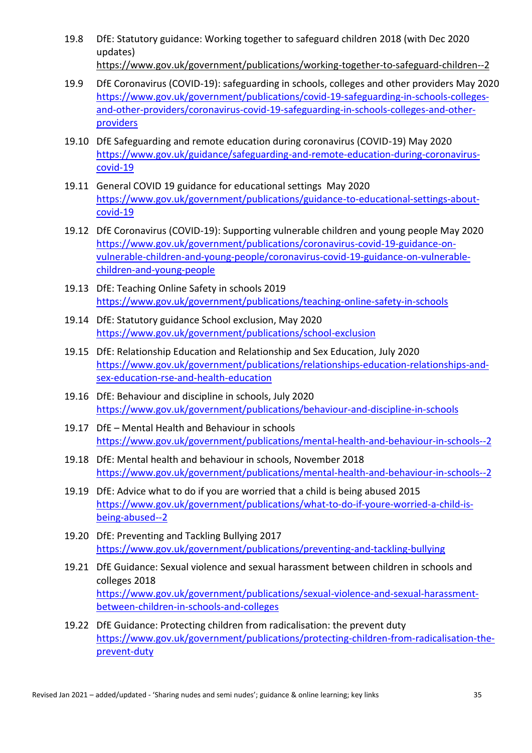19.8 DfE: Statutory guidance: Working together to safeguard children 2018 (with Dec 2020 updates)
https://www.gov.uk/government/publications/working-together-to-safeguard-children--2

19.9 DfE Coronavirus (COVID-19): safeguarding in schools, colleges and other providers May 2020
https://www.gov.uk/government/publications/covid-19-safeguarding-in-schools-colleges-and-other-providers/coronavirus-covid-19-safeguarding-in-schools-colleges-and-other-providers

19.10 DfE Safeguarding and remote education during coronavirus (COVID-19) May 2020
https://www.gov.uk/guidance/safeguarding-and-remote-education-during-coronavirus-covid-19

19.11 General COVID 19 guidance for educational settings May 2020
https://www.gov.uk/government/publications/guidance-to-educational-settings-about-covid-19

19.12 DfE Coronavirus (COVID-19): Supporting vulnerable children and young people May 2020
https://www.gov.uk/government/publications/coronavirus-covid-19-guidance-on-vulnerable-children-and-young-people/coronavirus-covid-19-guidance-on-vulnerable-children-and-young-people

19.13 DfE: Teaching Online Safety in schools 2019
https://www.gov.uk/government/publications/teaching-online-safety-in-schools

19.14 DfE: Statutory guidance School exclusion, May 2020
https://www.gov.uk/government/publications/school-exclusion

19.15 DfE: Relationship Education and Relationship and Sex Education, July 2020
https://www.gov.uk/government/publications/relationships-education-relationships-and-sex-education-rse-and-health-education

19.16 DfE: Behaviour and discipline in schools, July 2020
https://www.gov.uk/government/publications/behaviour-and-discipline-in-schools

19.17 DfE – Mental Health and Behaviour in schools
https://www.gov.uk/government/publications/mental-health-and-behaviour-in-schools--2

19.18 DfE: Mental health and behaviour in schools, November 2018
https://www.gov.uk/government/publications/mental-health-and-behaviour-in-schools--2

19.19 DfE: Advice what to do if you are worried that a child is being abused 2015
https://www.gov.uk/government/publications/what-to-do-if-youre-worried-a-child-is-being-abused--2

19.20 DfE: Preventing and Tackling Bullying 2017
https://www.gov.uk/government/publications/preventing-and-tackling-bullying

19.21 DfE Guidance: Sexual violence and sexual harassment between children in schools and colleges 2018
https://www.gov.uk/government/publications/sexual-violence-and-sexual-harassment-between-children-in-schools-and-colleges

19.22 DfE Guidance: Protecting children from radicalisation: the prevent duty
https://www.gov.uk/government/publications/protecting-children-from-radicalisation-the-prevent-duty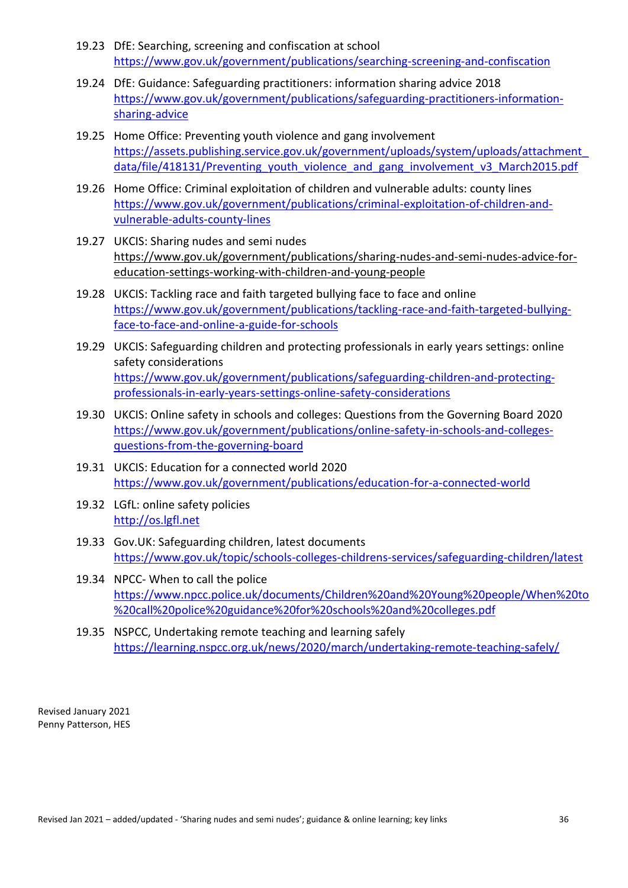19.23 DfE: Searching, screening and confiscation at school
https://www.gov.uk/government/publications/searching-screening-and-confiscation

19.24 DfE: Guidance: Safeguarding practitioners: information sharing advice 2018
https://www.gov.uk/government/publications/safeguarding-practitioners-information-sharing-advice

19.25 Home Office: Preventing youth violence and gang involvement
https://assets.publishing.service.gov.uk/government/uploads/system/uploads/attachment_data/file/418131/Preventing_youth_violence_and_gang_involvement_v3_March2015.pdf

19.26 Home Office: Criminal exploitation of children and vulnerable adults: county lines
https://www.gov.uk/government/publications/criminal-exploitation-of-children-and-vulnerable-adults-county-lines

19.27 UKCIS: Sharing nudes and semi nudes
https://www.gov.uk/government/publications/sharing-nudes-and-semi-nudes-advice-for-education-settings-working-with-children-and-young-people

19.28 UKCIS: Tackling race and faith targeted bullying face to face and online
https://www.gov.uk/government/publications/tackling-race-and-faith-targeted-bullying-face-to-face-and-online-a-guide-for-schools

19.29 UKCIS: Safeguarding children and protecting professionals in early years settings: online safety considerations
https://www.gov.uk/government/publications/safeguarding-children-and-protecting-professionals-in-early-years-settings-online-safety-considerations

19.30 UKCIS: Online safety in schools and colleges: Questions from the Governing Board 2020
https://www.gov.uk/government/publications/online-safety-in-schools-and-colleges-questions-from-the-governing-board

19.31 UKCIS: Education for a connected world 2020
https://www.gov.uk/government/publications/education-for-a-connected-world

19.32 LGfL: online safety policies
http://os.lgfl.net

19.33 Gov.UK: Safeguarding children, latest documents
https://www.gov.uk/topic/schools-colleges-childrens-services/safeguarding-children/latest

19.34 NPCC- When to call the police
https://www.npcc.police.uk/documents/Children%20and%20Young%20people/When%20to%20call%20police%20guidance%20for%20schools%20and%20colleges.pdf

19.35 NSPCC, Undertaking remote teaching and learning safely
https://learning.nspcc.org.uk/news/2020/march/undertaking-remote-teaching-safely/

Revised January 2021
Penny Patterson, HES

Revised Jan 2021 – added/updated - 'Sharing nudes and semi nudes'; guidance & online learning; key links